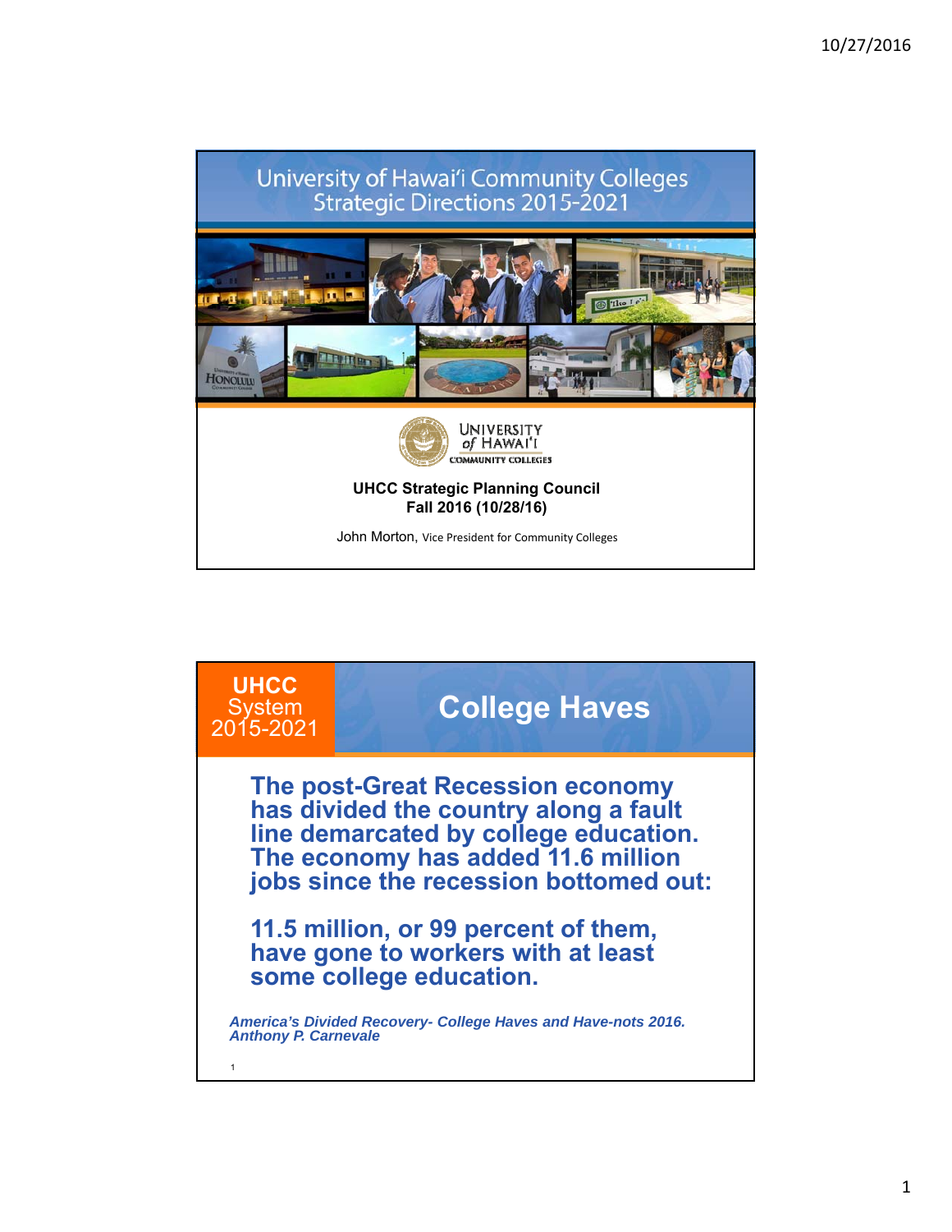# University of Hawai'i Community Colleges Strategic Directions 2015-2021

UNIVERSITY of HAWAI'I COMMUNITY COLLEGES

**UHCC Strategic Planning Council**
**Fall 2016 (10/28/16)**

John Morton, Vice President for Community Colleges

---

**UHCC** System 2015-2021

## College Haves

**The post-Great Recession economy has divided the country along a fault line demarcated by college education. The economy has added 11.6 million jobs since the recession bottomed out:**

**11.5 million, or 99 percent of them, have gone to workers with at least some college education.**

***America's Divided Recovery- College Haves and Have-nots 2016. Anthony P. Carnevale***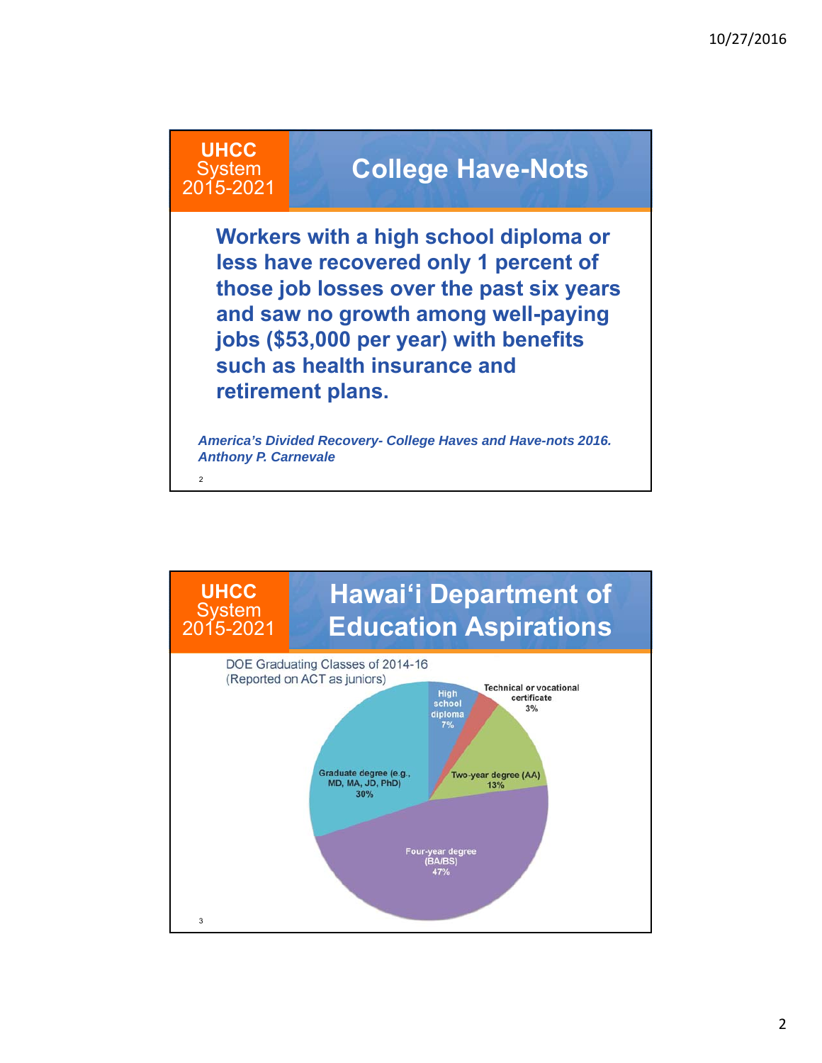## UHCC System 2015-2021

# College Have-Nots

**Workers with a high school diploma or less have recovered only 1 percent of those job losses over the past six years and saw no growth among well-paying jobs ($53,000 per year) with benefits such as health insurance and retirement plans.**

***America's Divided Recovery- College Haves and Have-nots 2016. Anthony P. Carnevale***

## UHCC System 2015-2021

# Hawai'i Department of Education Aspirations

DOE Graduating Classes of 2014-16
(Reported on ACT as juniors)

| Aspiration | Percent |
|---|---|
| High school diploma | 7% |
| Technical or vocational certificate | 3% |
| Two-year degree (AA) | 13% |
| Four-year degree (BA/BS) | 47% |
| Graduate degree (e.g., MD, MA, JD, PhD) | 30% |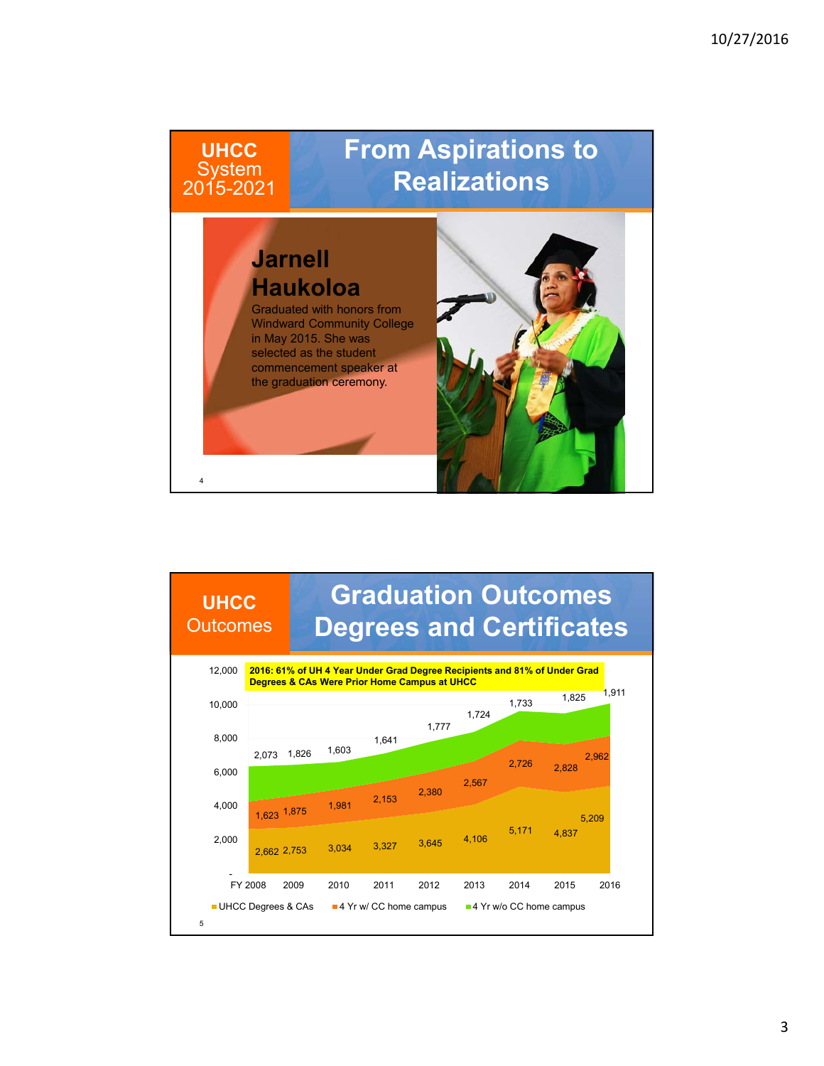## UHCC System 2015-2021

# From Aspirations to Realizations

### Jarnell Haukoloa

Graduated with honors from Windward Community College in May 2015. She was selected as the student commencement speaker at the graduation ceremony.

## UHCC Outcomes

# Graduation Outcomes Degrees and Certificates

**2016: 61% of UH 4 Year Under Grad Degree Recipients and 81% of Under Grad Degrees & CAs Were Prior Home Campus at UHCC**

| Year | UHCC Degrees & CAs | 4 Yr w/ CC home campus | 4 Yr w/o CC home campus |
|---|---|---|---|
| FY 2008 | 2,662 | 1,623 | 2,073 |
| 2009 | 2,753 | 1,875 | 1,826 |
| 2010 | 3,034 | 1,981 | 1,603 |
| 2011 | 3,327 | 2,153 | 1,641 |
| 2012 | 3,645 | 2,380 | 1,777 |
| 2013 | 4,106 | 2,567 | 1,724 |
| 2014 | 5,171 | 2,726 | 1,733 |
| 2015 | 4,837 | 2,828 | 1,825 |
| 2016 | 5,209 | 2,962 | 1,911 |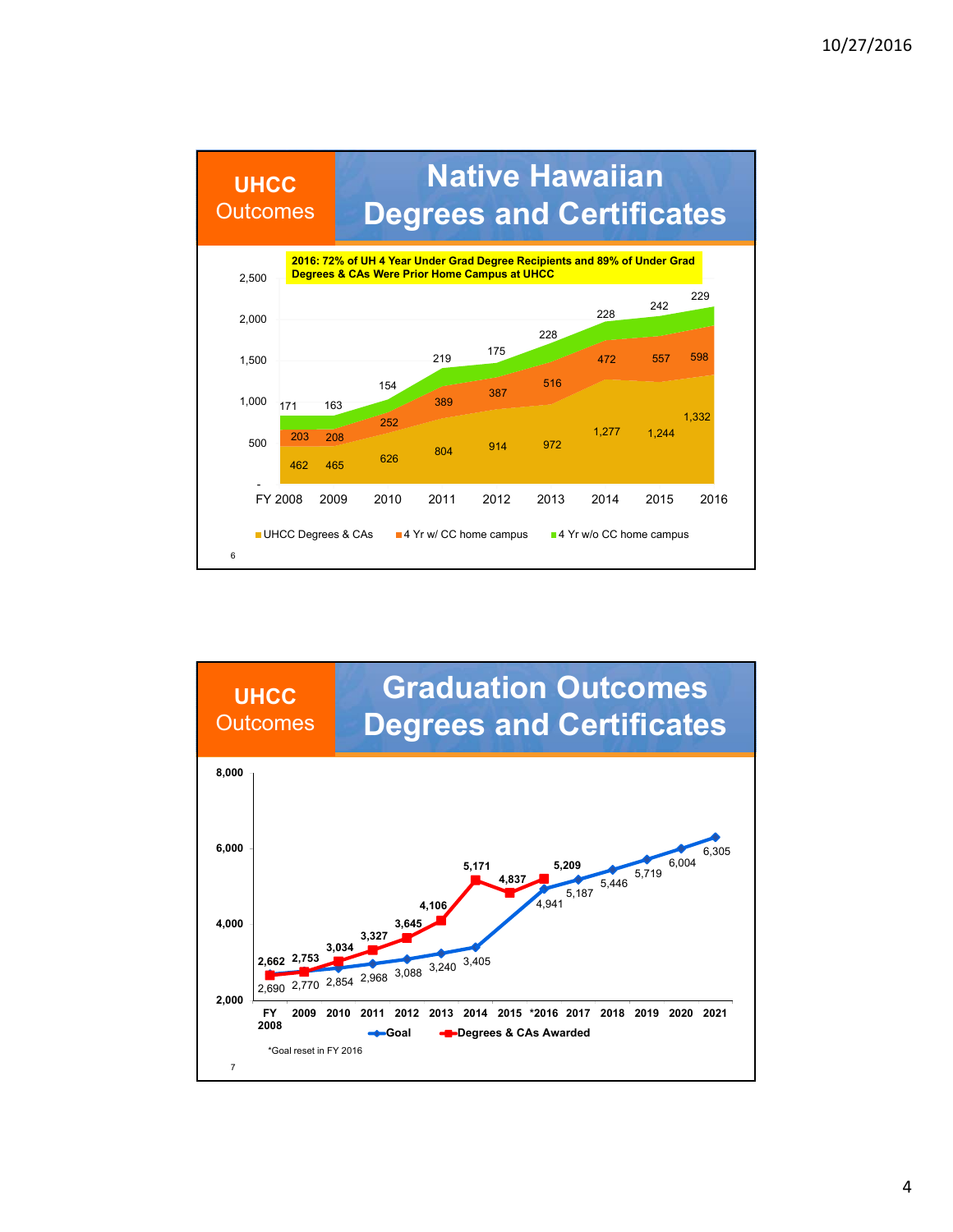## UHCC Outcomes

# Native Hawaiian Degrees and Certificates

**2016: 72% of UH 4 Year Under Grad Degree Recipients and 89% of Under Grad Degrees & CAs Were Prior Home Campus at UHCC**

| | FY 2008 | 2009 | 2010 | 2011 | 2012 | 2013 | 2014 | 2015 | 2016 |
|---|---|---|---|---|---|---|---|---|---|
| UHCC Degrees & CAs | 462 | 465 | 626 | 804 | 914 | 972 | 1,277 | 1,244 | 1,332 |
| 4 Yr w/ CC home campus | 203 | 208 | 252 | 389 | 387 | 516 | 472 | 557 | 598 |
| 4 Yr w/o CC home campus | 171 | 163 | 154 | 219 | 175 | 228 | 228 | 242 | 229 |

## UHCC Outcomes

# Graduation Outcomes Degrees and Certificates

| | FY 2008 | 2009 | 2010 | 2011 | 2012 | 2013 | 2014 | 2015 | *2016 | 2017 | 2018 | 2019 | 2020 | 2021 |
|---|---|---|---|---|---|---|---|---|---|---|---|---|---|---|
| Goal | 2,690 | 2,770 | 2,854 | 2,968 | 3,088 | 3,240 | 3,405 | | 4,941 | 5,187 | 5,446 | 5,719 | 6,004 | 6,305 |
| Degrees & CAs Awarded | 2,662 | 2,753 | 3,034 | 3,327 | 3,645 | 4,106 | 5,171 | 4,837 | 5,209 | | | | | |

*Goal reset in FY 2016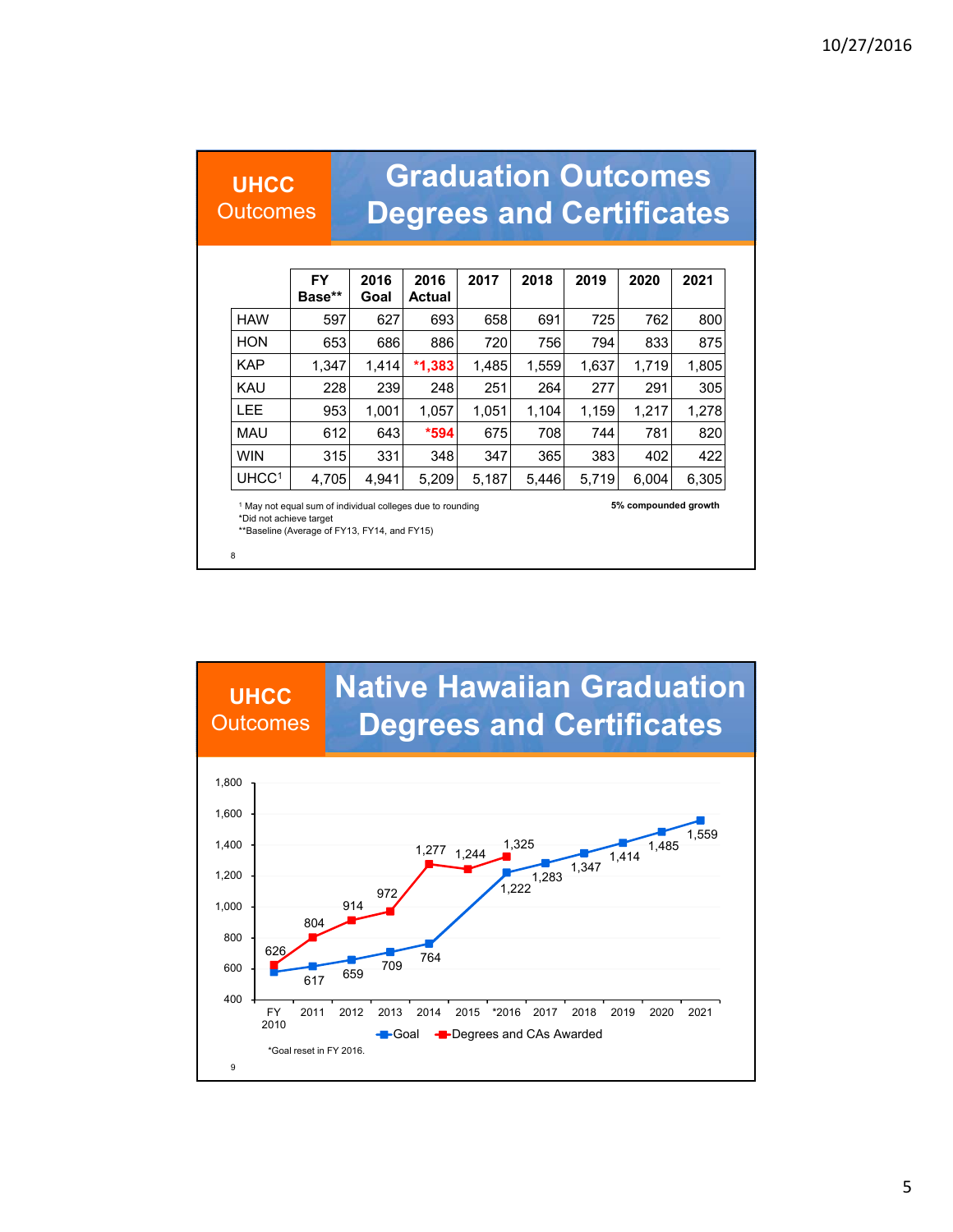## UHCC Outcomes

# Graduation Outcomes Degrees and Certificates

| | FY Base** | 2016 Goal | 2016 Actual | 2017 | 2018 | 2019 | 2020 | 2021 |
|---|---|---|---|---|---|---|---|---|
| HAW | 597 | 627 | 693 | 658 | 691 | 725 | 762 | 800 |
| HON | 653 | 686 | 886 | 720 | 756 | 794 | 833 | 875 |
| KAP | 1,347 | 1,414 | *1,383 | 1,485 | 1,559 | 1,637 | 1,719 | 1,805 |
| KAU | 228 | 239 | 248 | 251 | 264 | 277 | 291 | 305 |
| LEE | 953 | 1,001 | 1,057 | 1,051 | 1,104 | 1,159 | 1,217 | 1,278 |
| MAU | 612 | 643 | *594 | 675 | 708 | 744 | 781 | 820 |
| WIN | 315 | 331 | 348 | 347 | 365 | 383 | 402 | 422 |
| UHCC[1] | 4,705 | 4,941 | 5,209 | 5,187 | 5,446 | 5,719 | 6,004 | 6,305 |

[1] May not equal sum of individual colleges due to rounding
*Did not achieve target
**Baseline (Average of FY13, FY14, and FY15)

**5% compounded growth**

## UHCC Outcomes

# Native Hawaiian Graduation Degrees and Certificates

| | FY 2010 | 2011 | 2012 | 2013 | 2014 | 2015 | *2016 | 2017 | 2018 | 2019 | 2020 | 2021 |
|---|---|---|---|---|---|---|---|---|---|---|---|---|
| Goal | | 617 | 659 | 709 | 764 | | 1,222 | 1,283 | 1,347 | 1,414 | 1,485 | 1,559 |
| Degrees and CAs Awarded | 626 | 804 | 914 | 972 | 1,277 | 1,244 | 1,325 | | | | | |

*Goal reset in FY 2016.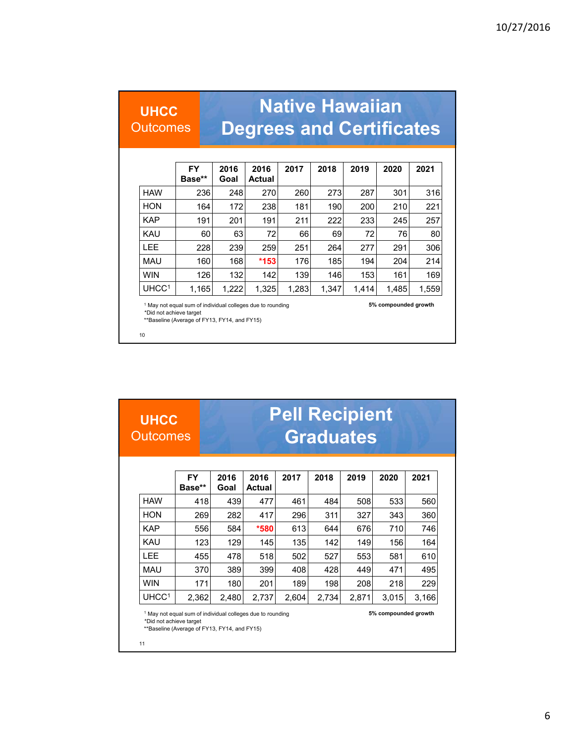## UHCC Outcomes — Native Hawaiian Degrees and Certificates

| | FY Base** | 2016 Goal | 2016 Actual | 2017 | 2018 | 2019 | 2020 | 2021 |
|---|---|---|---|---|---|---|---|---|
| HAW | 236 | 248 | 270 | 260 | 273 | 287 | 301 | 316 |
| HON | 164 | 172 | 238 | 181 | 190 | 200 | 210 | 221 |
| KAP | 191 | 201 | 191 | 211 | 222 | 233 | 245 | 257 |
| KAU | 60 | 63 | 72 | 66 | 69 | 72 | 76 | 80 |
| LEE | 228 | 239 | 259 | 251 | 264 | 277 | 291 | 306 |
| MAU | 160 | 168 | *153 | 176 | 185 | 194 | 204 | 214 |
| WIN | 126 | 132 | 142 | 139 | 146 | 153 | 161 | 169 |
| UHCC[1] | 1,165 | 1,222 | 1,325 | 1,283 | 1,347 | 1,414 | 1,485 | 1,559 |

[1] May not equal sum of individual colleges due to rounding
*Did not achieve target
**Baseline (Average of FY13, FY14, and FY15)

**5% compounded growth**

## UHCC Outcomes — Pell Recipient Graduates

| | FY Base** | 2016 Goal | 2016 Actual | 2017 | 2018 | 2019 | 2020 | 2021 |
|---|---|---|---|---|---|---|---|---|
| HAW | 418 | 439 | 477 | 461 | 484 | 508 | 533 | 560 |
| HON | 269 | 282 | 417 | 296 | 311 | 327 | 343 | 360 |
| KAP | 556 | 584 | *580 | 613 | 644 | 676 | 710 | 746 |
| KAU | 123 | 129 | 145 | 135 | 142 | 149 | 156 | 164 |
| LEE | 455 | 478 | 518 | 502 | 527 | 553 | 581 | 610 |
| MAU | 370 | 389 | 399 | 408 | 428 | 449 | 471 | 495 |
| WIN | 171 | 180 | 201 | 189 | 198 | 208 | 218 | 229 |
| UHCC[1] | 2,362 | 2,480 | 2,737 | 2,604 | 2,734 | 2,871 | 3,015 | 3,166 |

[1] May not equal sum of individual colleges due to rounding
*Did not achieve target
**Baseline (Average of FY13, FY14, and FY15)

**5% compounded growth**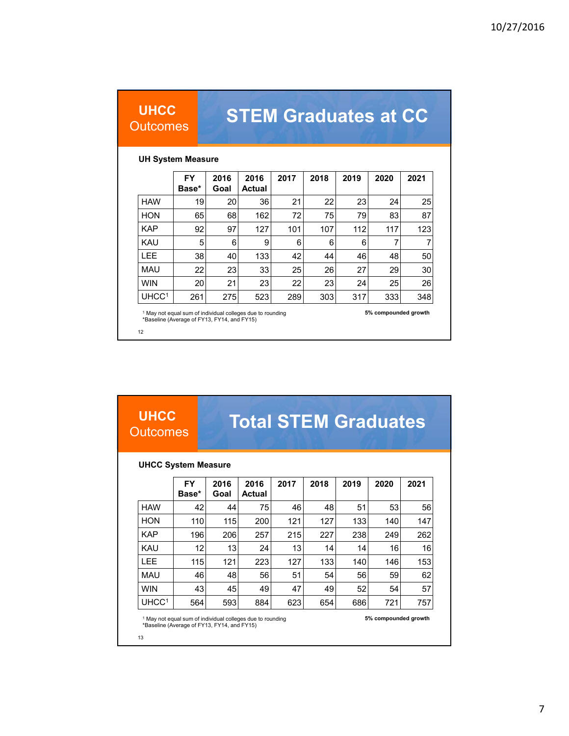## UHCC Outcomes — STEM Graduates at CC

**UH System Measure**

| | FY Base* | 2016 Goal | 2016 Actual | 2017 | 2018 | 2019 | 2020 | 2021 |
|---|---|---|---|---|---|---|---|---|
| HAW | 19 | 20 | 36 | 21 | 22 | 23 | 24 | 25 |
| HON | 65 | 68 | 162 | 72 | 75 | 79 | 83 | 87 |
| KAP | 92 | 97 | 127 | 101 | 107 | 112 | 117 | 123 |
| KAU | 5 | 6 | 9 | 6 | 6 | 6 | 7 | 7 |
| LEE | 38 | 40 | 133 | 42 | 44 | 46 | 48 | 50 |
| MAU | 22 | 23 | 33 | 25 | 26 | 27 | 29 | 30 |
| WIN | 20 | 21 | 23 | 22 | 23 | 24 | 25 | 26 |
| UHCC[1] | 261 | 275 | 523 | 289 | 303 | 317 | 333 | 348 |

[1] May not equal sum of individual colleges due to rounding
*Baseline (Average of FY13, FY14, and FY15)

**5% compounded growth**

12

## UHCC Outcomes — Total STEM Graduates

**UHCC System Measure**

| | FY Base* | 2016 Goal | 2016 Actual | 2017 | 2018 | 2019 | 2020 | 2021 |
|---|---|---|---|---|---|---|---|---|
| HAW | 42 | 44 | 75 | 46 | 48 | 51 | 53 | 56 |
| HON | 110 | 115 | 200 | 121 | 127 | 133 | 140 | 147 |
| KAP | 196 | 206 | 257 | 215 | 227 | 238 | 249 | 262 |
| KAU | 12 | 13 | 24 | 13 | 14 | 14 | 16 | 16 |
| LEE | 115 | 121 | 223 | 127 | 133 | 140 | 146 | 153 |
| MAU | 46 | 48 | 56 | 51 | 54 | 56 | 59 | 62 |
| WIN | 43 | 45 | 49 | 47 | 49 | 52 | 54 | 57 |
| UHCC[1] | 564 | 593 | 884 | 623 | 654 | 686 | 721 | 757 |

[1] May not equal sum of individual colleges due to rounding
*Baseline (Average of FY13, FY14, and FY15)

**5% compounded growth**

13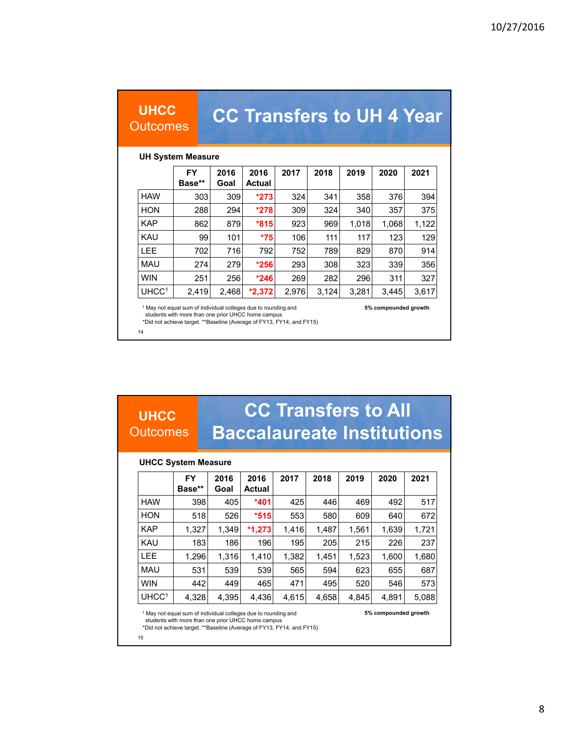## UHCC Outcomes

# CC Transfers to UH 4 Year

**UH System Measure**

| | FY Base** | 2016 Goal | 2016 Actual | 2017 | 2018 | 2019 | 2020 | 2021 |
|---|---|---|---|---|---|---|---|---|
| HAW | 303 | 309 | *273 | 324 | 341 | 358 | 376 | 394 |
| HON | 288 | 294 | *278 | 309 | 324 | 340 | 357 | 375 |
| KAP | 862 | 879 | *815 | 923 | 969 | 1,018 | 1,068 | 1,122 |
| KAU | 99 | 101 | *75 | 106 | 111 | 117 | 123 | 129 |
| LEE | 702 | 716 | 792 | 752 | 789 | 829 | 870 | 914 |
| MAU | 274 | 279 | *256 | 293 | 308 | 323 | 339 | 356 |
| WIN | 251 | 256 | *246 | 269 | 282 | 296 | 311 | 327 |
| UHCC[1] | 2,419 | 2,468 | *2,372 | 2,976 | 3,124 | 3,281 | 3,445 | 3,617 |

[1] May not equal sum of individual colleges due to rounding and students with more than one prior UHCC home campus

*Did not achieve target. **Baseline (Average of FY13, FY14, and FY15)

**5% compounded growth**

## UHCC Outcomes

# CC Transfers to All Baccalaureate Institutions

**UHCC System Measure**

| | FY Base** | 2016 Goal | 2016 Actual | 2017 | 2018 | 2019 | 2020 | 2021 |
|---|---|---|---|---|---|---|---|---|
| HAW | 398 | 405 | *401 | 425 | 446 | 469 | 492 | 517 |
| HON | 518 | 526 | *515 | 553 | 580 | 609 | 640 | 672 |
| KAP | 1,327 | 1,349 | *1,273 | 1,416 | 1,487 | 1,561 | 1,639 | 1,721 |
| KAU | 183 | 186 | 196 | 195 | 205 | 215 | 226 | 237 |
| LEE | 1,296 | 1,316 | 1,410 | 1,382 | 1,451 | 1,523 | 1,600 | 1,680 |
| MAU | 531 | 539 | 539 | 565 | 594 | 623 | 655 | 687 |
| WIN | 442 | 449 | 465 | 471 | 495 | 520 | 546 | 573 |
| UHCC[1] | 4,328 | 4,395 | 4,436 | 4,615 | 4,658 | 4,845 | 4,891 | 5,088 |

[1] May not equal sum of individual colleges due to rounding and students with more than one prior UHCC home campus

*Did not achieve target. **Baseline (Average of FY13, FY14, and FY15)

**5% compounded growth**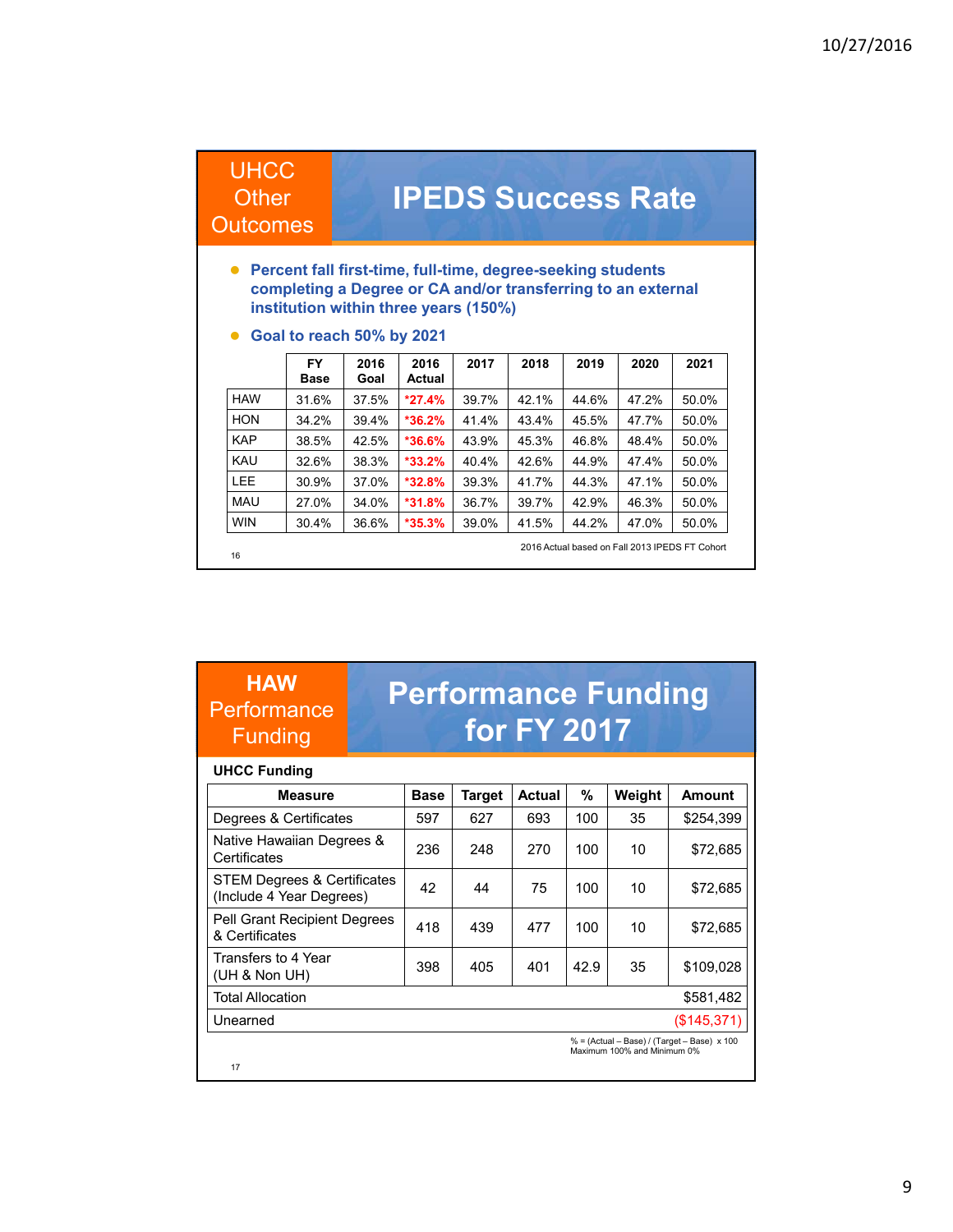## UHCC Other Outcomes

# IPEDS Success Rate

- **Percent fall first-time, full-time, degree-seeking students completing a Degree or CA and/or transferring to an external institution within three years (150%)**
- **Goal to reach 50% by 2021**

| | FY Base | 2016 Goal | 2016 Actual | 2017 | 2018 | 2019 | 2020 | 2021 |
|---|---|---|---|---|---|---|---|---|
| HAW | 31.6% | 37.5% | *27.4% | 39.7% | 42.1% | 44.6% | 47.2% | 50.0% |
| HON | 34.2% | 39.4% | *36.2% | 41.4% | 43.4% | 45.5% | 47.7% | 50.0% |
| KAP | 38.5% | 42.5% | *36.6% | 43.9% | 45.3% | 46.8% | 48.4% | 50.0% |
| KAU | 32.6% | 38.3% | *33.2% | 40.4% | 42.6% | 44.9% | 47.4% | 50.0% |
| LEE | 30.9% | 37.0% | *32.8% | 39.3% | 41.7% | 44.3% | 47.1% | 50.0% |
| MAU | 27.0% | 34.0% | *31.8% | 36.7% | 39.7% | 42.9% | 46.3% | 50.0% |
| WIN | 30.4% | 36.6% | *35.3% | 39.0% | 41.5% | 44.2% | 47.0% | 50.0% |

2016 Actual based on Fall 2013 IPEDS FT Cohort

## HAW Performance Funding

# Performance Funding for FY 2017

**UHCC Funding**

| Measure | Base | Target | Actual | % | Weight | Amount |
|---|---|---|---|---|---|---|
| Degrees & Certificates | 597 | 627 | 693 | 100 | 35 | $254,399 |
| Native Hawaiian Degrees & Certificates | 236 | 248 | 270 | 100 | 10 | $72,685 |
| STEM Degrees & Certificates (Include 4 Year Degrees) | 42 | 44 | 75 | 100 | 10 | $72,685 |
| Pell Grant Recipient Degrees & Certificates | 418 | 439 | 477 | 100 | 10 | $72,685 |
| Transfers to 4 Year (UH & Non UH) | 398 | 405 | 401 | 42.9 | 35 | $109,028 |
| Total Allocation | | | | | | $581,482 |
| Unearned | | | | | | ($145,371) |

% = (Actual – Base) / (Target – Base) x 100
Maximum 100% and Minimum 0%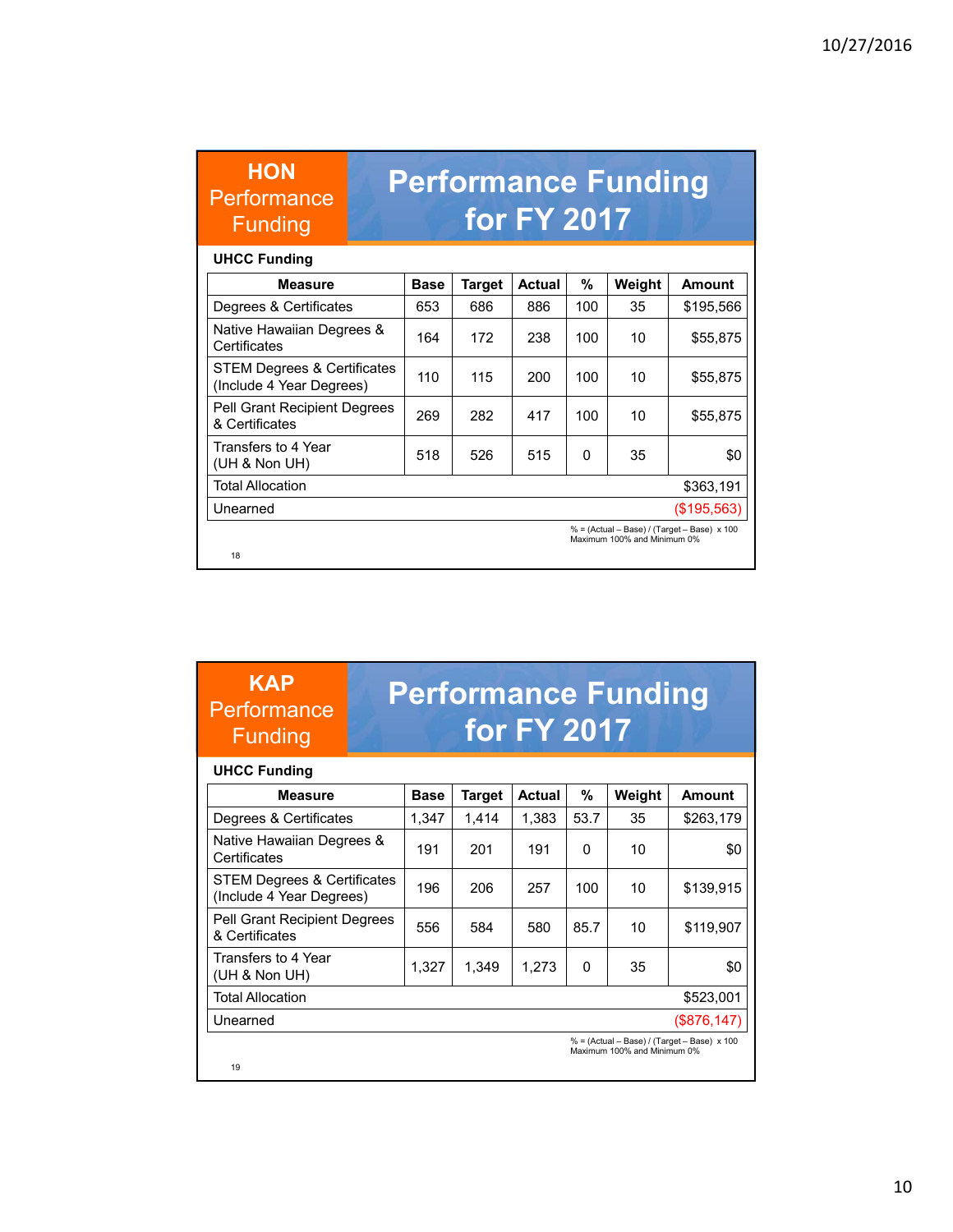## HON Performance Funding — Performance Funding for FY 2017

**UHCC Funding**

| Measure | Base | Target | Actual | % | Weight | Amount |
|---|---|---|---|---|---|---|
| Degrees & Certificates | 653 | 686 | 886 | 100 | 35 | $195,566 |
| Native Hawaiian Degrees & Certificates | 164 | 172 | 238 | 100 | 10 | $55,875 |
| STEM Degrees & Certificates (Include 4 Year Degrees) | 110 | 115 | 200 | 100 | 10 | $55,875 |
| Pell Grant Recipient Degrees & Certificates | 269 | 282 | 417 | 100 | 10 | $55,875 |
| Transfers to 4 Year (UH & Non UH) | 518 | 526 | 515 | 0 | 35 | $0 |
| Total Allocation | | | | | | $363,191 |
| Unearned | | | | | | ($195,563) |

% = (Actual – Base) / (Target – Base) x 100
Maximum 100% and Minimum 0%

## KAP Performance Funding — Performance Funding for FY 2017

**UHCC Funding**

| Measure | Base | Target | Actual | % | Weight | Amount |
|---|---|---|---|---|---|---|
| Degrees & Certificates | 1,347 | 1,414 | 1,383 | 53.7 | 35 | $263,179 |
| Native Hawaiian Degrees & Certificates | 191 | 201 | 191 | 0 | 10 | $0 |
| STEM Degrees & Certificates (Include 4 Year Degrees) | 196 | 206 | 257 | 100 | 10 | $139,915 |
| Pell Grant Recipient Degrees & Certificates | 556 | 584 | 580 | 85.7 | 10 | $119,907 |
| Transfers to 4 Year (UH & Non UH) | 1,327 | 1,349 | 1,273 | 0 | 35 | $0 |
| Total Allocation | | | | | | $523,001 |
| Unearned | | | | | | ($876,147) |

% = (Actual – Base) / (Target – Base) x 100
Maximum 100% and Minimum 0%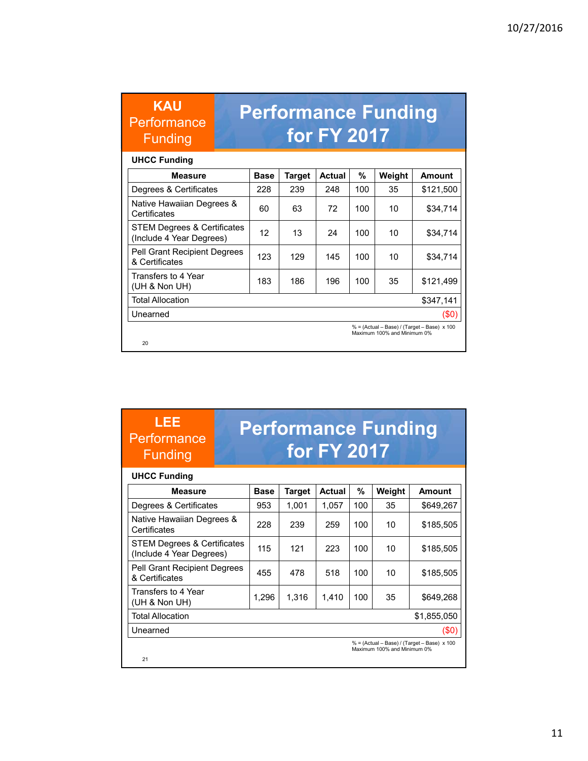## KAU Performance Funding

# Performance Funding for FY 2017

**UHCC Funding**

| Measure | Base | Target | Actual | % | Weight | Amount |
|---|---|---|---|---|---|---|
| Degrees & Certificates | 228 | 239 | 248 | 100 | 35 | $121,500 |
| Native Hawaiian Degrees & Certificates | 60 | 63 | 72 | 100 | 10 | $34,714 |
| STEM Degrees & Certificates (Include 4 Year Degrees) | 12 | 13 | 24 | 100 | 10 | $34,714 |
| Pell Grant Recipient Degrees & Certificates | 123 | 129 | 145 | 100 | 10 | $34,714 |
| Transfers to 4 Year (UH & Non UH) | 183 | 186 | 196 | 100 | 35 | $121,499 |
| Total Allocation | | | | | | $347,141 |
| Unearned | | | | | | ($0) |

% = (Actual – Base) / (Target – Base) x 100
Maximum 100% and Minimum 0%

## LEE Performance Funding

# Performance Funding for FY 2017

**UHCC Funding**

| Measure | Base | Target | Actual | % | Weight | Amount |
|---|---|---|---|---|---|---|
| Degrees & Certificates | 953 | 1,001 | 1,057 | 100 | 35 | $649,267 |
| Native Hawaiian Degrees & Certificates | 228 | 239 | 259 | 100 | 10 | $185,505 |
| STEM Degrees & Certificates (Include 4 Year Degrees) | 115 | 121 | 223 | 100 | 10 | $185,505 |
| Pell Grant Recipient Degrees & Certificates | 455 | 478 | 518 | 100 | 10 | $185,505 |
| Transfers to 4 Year (UH & Non UH) | 1,296 | 1,316 | 1,410 | 100 | 35 | $649,268 |
| Total Allocation | | | | | | $1,855,050 |
| Unearned | | | | | | ($0) |

% = (Actual – Base) / (Target – Base) x 100
Maximum 100% and Minimum 0%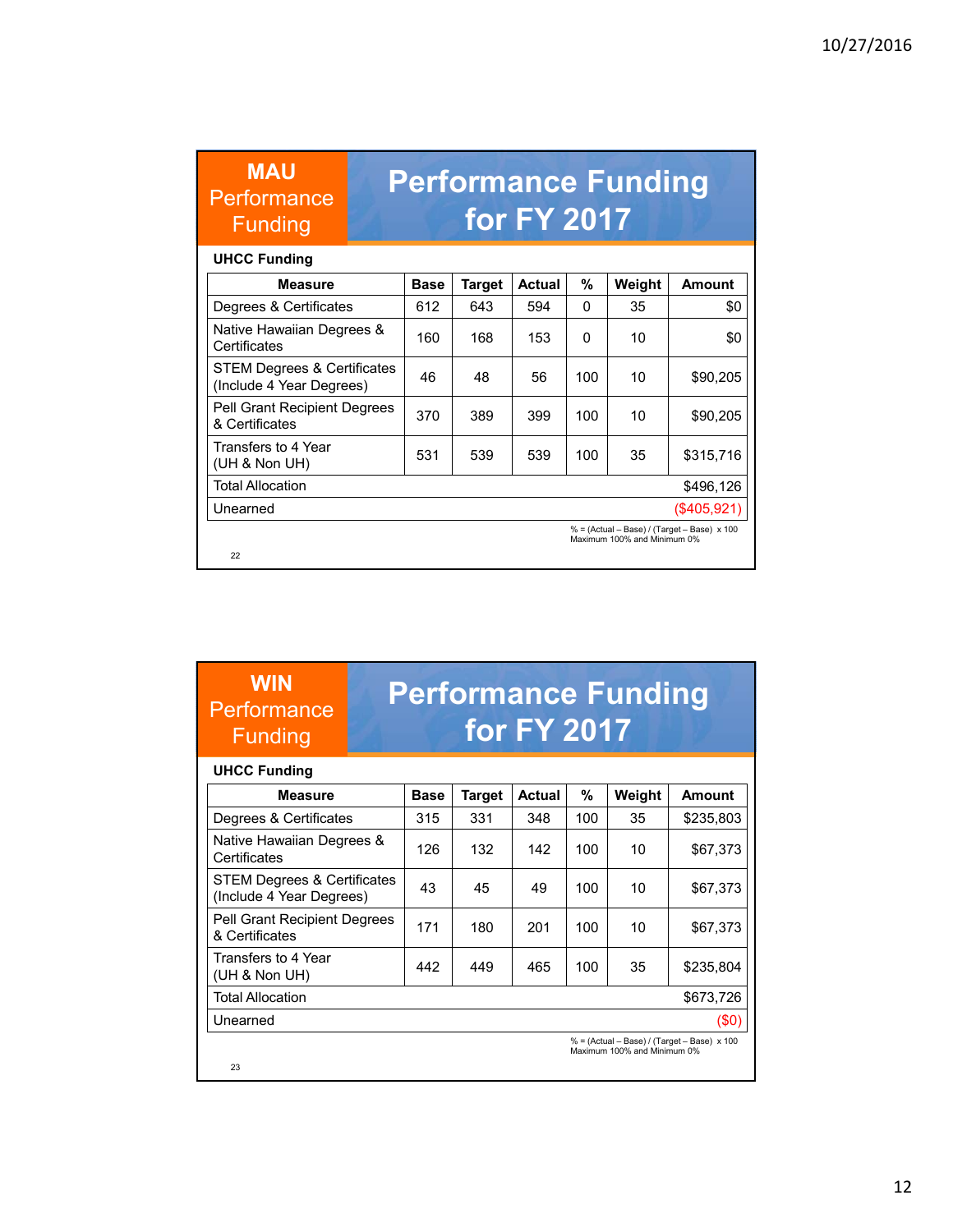## MAU Performance Funding

# Performance Funding for FY 2017

**UHCC Funding**

| Measure | Base | Target | Actual | % | Weight | Amount |
|---|---|---|---|---|---|---|
| Degrees & Certificates | 612 | 643 | 594 | 0 | 35 | $0 |
| Native Hawaiian Degrees & Certificates | 160 | 168 | 153 | 0 | 10 | $0 |
| STEM Degrees & Certificates (Include 4 Year Degrees) | 46 | 48 | 56 | 100 | 10 | $90,205 |
| Pell Grant Recipient Degrees & Certificates | 370 | 389 | 399 | 100 | 10 | $90,205 |
| Transfers to 4 Year (UH & Non UH) | 531 | 539 | 539 | 100 | 35 | $315,716 |
| Total Allocation | | | | | | $496,126 |
| Unearned | | | | | | ($405,921) |

% = (Actual – Base) / (Target – Base) x 100
Maximum 100% and Minimum 0%

## WIN Performance Funding

# Performance Funding for FY 2017

**UHCC Funding**

| Measure | Base | Target | Actual | % | Weight | Amount |
|---|---|---|---|---|---|---|
| Degrees & Certificates | 315 | 331 | 348 | 100 | 35 | $235,803 |
| Native Hawaiian Degrees & Certificates | 126 | 132 | 142 | 100 | 10 | $67,373 |
| STEM Degrees & Certificates (Include 4 Year Degrees) | 43 | 45 | 49 | 100 | 10 | $67,373 |
| Pell Grant Recipient Degrees & Certificates | 171 | 180 | 201 | 100 | 10 | $67,373 |
| Transfers to 4 Year (UH & Non UH) | 442 | 449 | 465 | 100 | 35 | $235,804 |
| Total Allocation | | | | | | $673,726 |
| Unearned | | | | | | ($0) |

% = (Actual – Base) / (Target – Base) x 100
Maximum 100% and Minimum 0%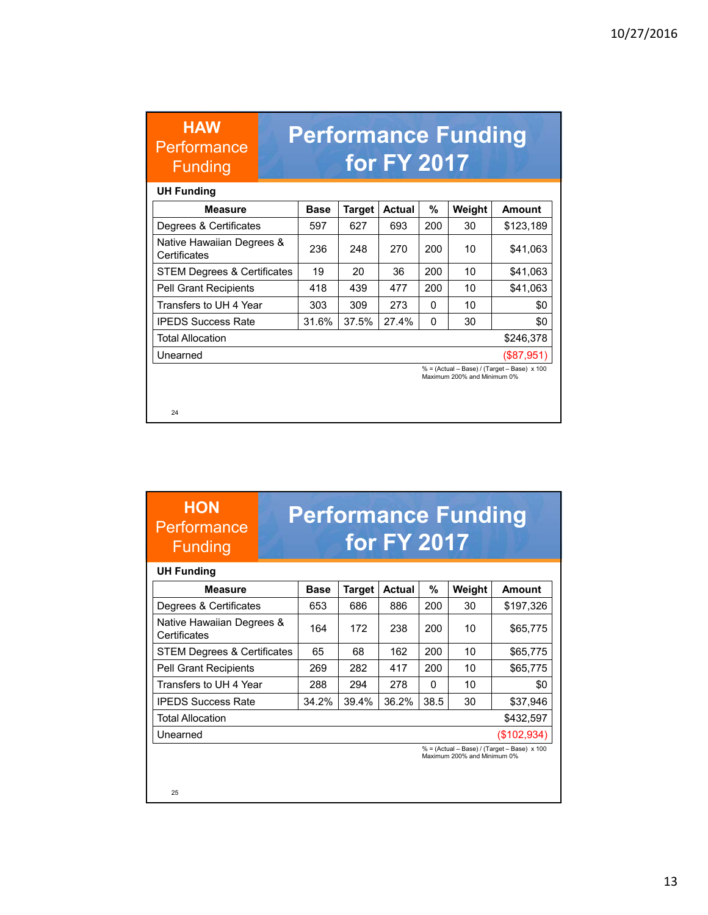## HAW Performance Funding

# Performance Funding for FY 2017

**UH Funding**

| Measure | Base | Target | Actual | % | Weight | Amount |
|---|---|---|---|---|---|---|
| Degrees & Certificates | 597 | 627 | 693 | 200 | 30 | $123,189 |
| Native Hawaiian Degrees & Certificates | 236 | 248 | 270 | 200 | 10 | $41,063 |
| STEM Degrees & Certificates | 19 | 20 | 36 | 200 | 10 | $41,063 |
| Pell Grant Recipients | 418 | 439 | 477 | 200 | 10 | $41,063 |
| Transfers to UH 4 Year | 303 | 309 | 273 | 0 | 10 | $0 |
| IPEDS Success Rate | 31.6% | 37.5% | 27.4% | 0 | 30 | $0 |
| Total Allocation | | | | | | $246,378 |
| Unearned | | | | | | ($87,951) |

% = (Actual – Base) / (Target – Base) x 100
Maximum 200% and Minimum 0%

## HON Performance Funding

# Performance Funding for FY 2017

**UH Funding**

| Measure | Base | Target | Actual | % | Weight | Amount |
|---|---|---|---|---|---|---|
| Degrees & Certificates | 653 | 686 | 886 | 200 | 30 | $197,326 |
| Native Hawaiian Degrees & Certificates | 164 | 172 | 238 | 200 | 10 | $65,775 |
| STEM Degrees & Certificates | 65 | 68 | 162 | 200 | 10 | $65,775 |
| Pell Grant Recipients | 269 | 282 | 417 | 200 | 10 | $65,775 |
| Transfers to UH 4 Year | 288 | 294 | 278 | 0 | 10 | $0 |
| IPEDS Success Rate | 34.2% | 39.4% | 36.2% | 38.5 | 30 | $37,946 |
| Total Allocation | | | | | | $432,597 |
| Unearned | | | | | | ($102,934) |

% = (Actual – Base) / (Target – Base) x 100
Maximum 200% and Minimum 0%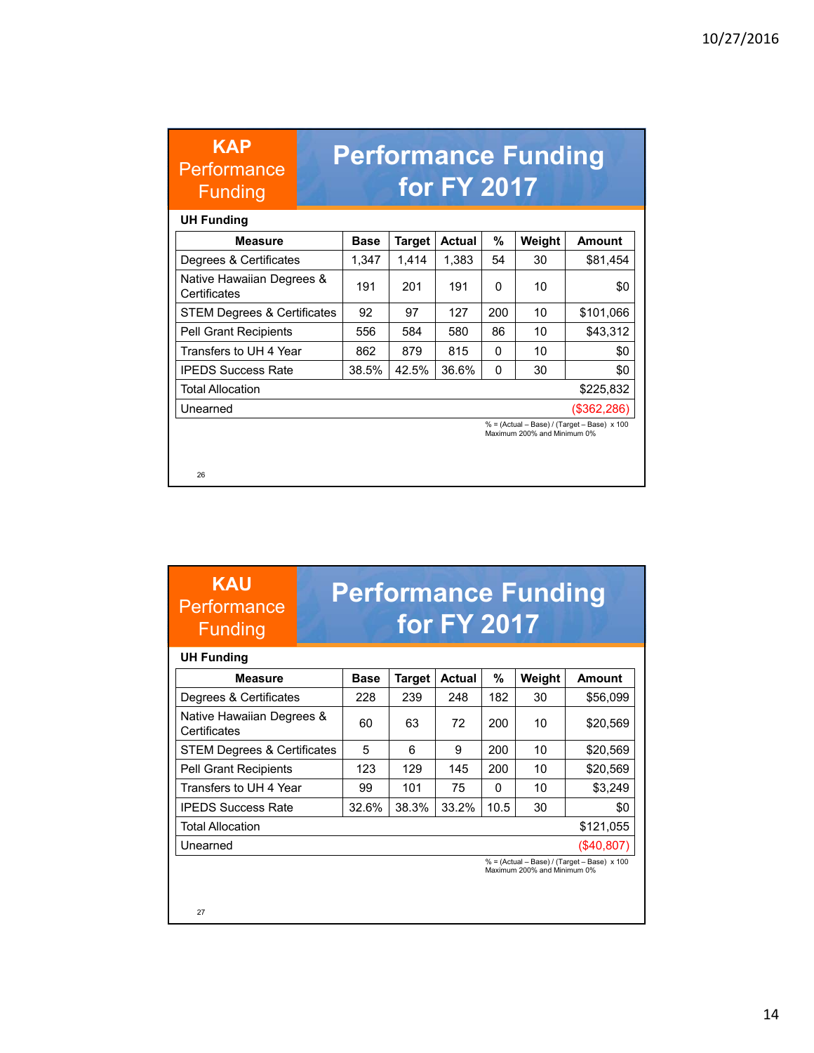## KAP Performance Funding — Performance Funding for FY 2017

**UH Funding**

| Measure | Base | Target | Actual | % | Weight | Amount |
|---|---|---|---|---|---|---|
| Degrees & Certificates | 1,347 | 1,414 | 1,383 | 54 | 30 | $81,454 |
| Native Hawaiian Degrees & Certificates | 191 | 201 | 191 | 0 | 10 | $0 |
| STEM Degrees & Certificates | 92 | 97 | 127 | 200 | 10 | $101,066 |
| Pell Grant Recipients | 556 | 584 | 580 | 86 | 10 | $43,312 |
| Transfers to UH 4 Year | 862 | 879 | 815 | 0 | 10 | $0 |
| IPEDS Success Rate | 38.5% | 42.5% | 36.6% | 0 | 30 | $0 |
| Total Allocation | | | | | | $225,832 |
| Unearned | | | | | | ($362,286) |

% = (Actual – Base) / (Target – Base) x 100
Maximum 200% and Minimum 0%

## KAU Performance Funding — Performance Funding for FY 2017

**UH Funding**

| Measure | Base | Target | Actual | % | Weight | Amount |
|---|---|---|---|---|---|---|
| Degrees & Certificates | 228 | 239 | 248 | 182 | 30 | $56,099 |
| Native Hawaiian Degrees & Certificates | 60 | 63 | 72 | 200 | 10 | $20,569 |
| STEM Degrees & Certificates | 5 | 6 | 9 | 200 | 10 | $20,569 |
| Pell Grant Recipients | 123 | 129 | 145 | 200 | 10 | $20,569 |
| Transfers to UH 4 Year | 99 | 101 | 75 | 0 | 10 | $3,249 |
| IPEDS Success Rate | 32.6% | 38.3% | 33.2% | 10.5 | 30 | $0 |
| Total Allocation | | | | | | $121,055 |
| Unearned | | | | | | ($40,807) |

% = (Actual – Base) / (Target – Base) x 100
Maximum 200% and Minimum 0%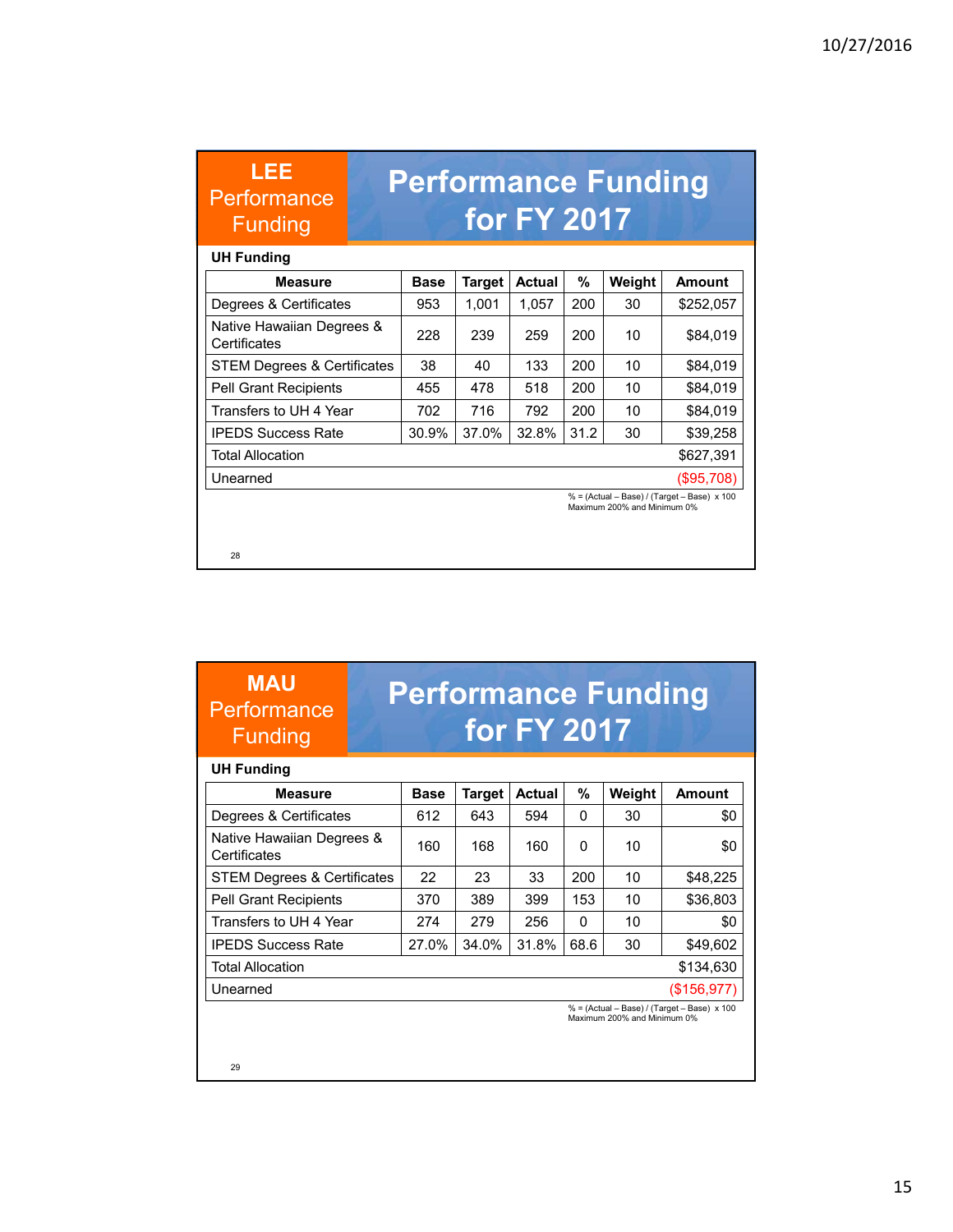## LEE Performance Funding

# Performance Funding for FY 2017

**UH Funding**

| Measure | Base | Target | Actual | % | Weight | Amount |
|---|---|---|---|---|---|---|
| Degrees & Certificates | 953 | 1,001 | 1,057 | 200 | 30 | $252,057 |
| Native Hawaiian Degrees & Certificates | 228 | 239 | 259 | 200 | 10 | $84,019 |
| STEM Degrees & Certificates | 38 | 40 | 133 | 200 | 10 | $84,019 |
| Pell Grant Recipients | 455 | 478 | 518 | 200 | 10 | $84,019 |
| Transfers to UH 4 Year | 702 | 716 | 792 | 200 | 10 | $84,019 |
| IPEDS Success Rate | 30.9% | 37.0% | 32.8% | 31.2 | 30 | $39,258 |
| Total Allocation | | | | | | $627,391 |
| Unearned | | | | | | ($95,708) |

% = (Actual – Base) / (Target – Base) x 100
Maximum 200% and Minimum 0%

## MAU Performance Funding

# Performance Funding for FY 2017

**UH Funding**

| Measure | Base | Target | Actual | % | Weight | Amount |
|---|---|---|---|---|---|---|
| Degrees & Certificates | 612 | 643 | 594 | 0 | 30 | $0 |
| Native Hawaiian Degrees & Certificates | 160 | 168 | 160 | 0 | 10 | $0 |
| STEM Degrees & Certificates | 22 | 23 | 33 | 200 | 10 | $48,225 |
| Pell Grant Recipients | 370 | 389 | 399 | 153 | 10 | $36,803 |
| Transfers to UH 4 Year | 274 | 279 | 256 | 0 | 10 | $0 |
| IPEDS Success Rate | 27.0% | 34.0% | 31.8% | 68.6 | 30 | $49,602 |
| Total Allocation | | | | | | $134,630 |
| Unearned | | | | | | ($156,977) |

% = (Actual – Base) / (Target – Base) x 100
Maximum 200% and Minimum 0%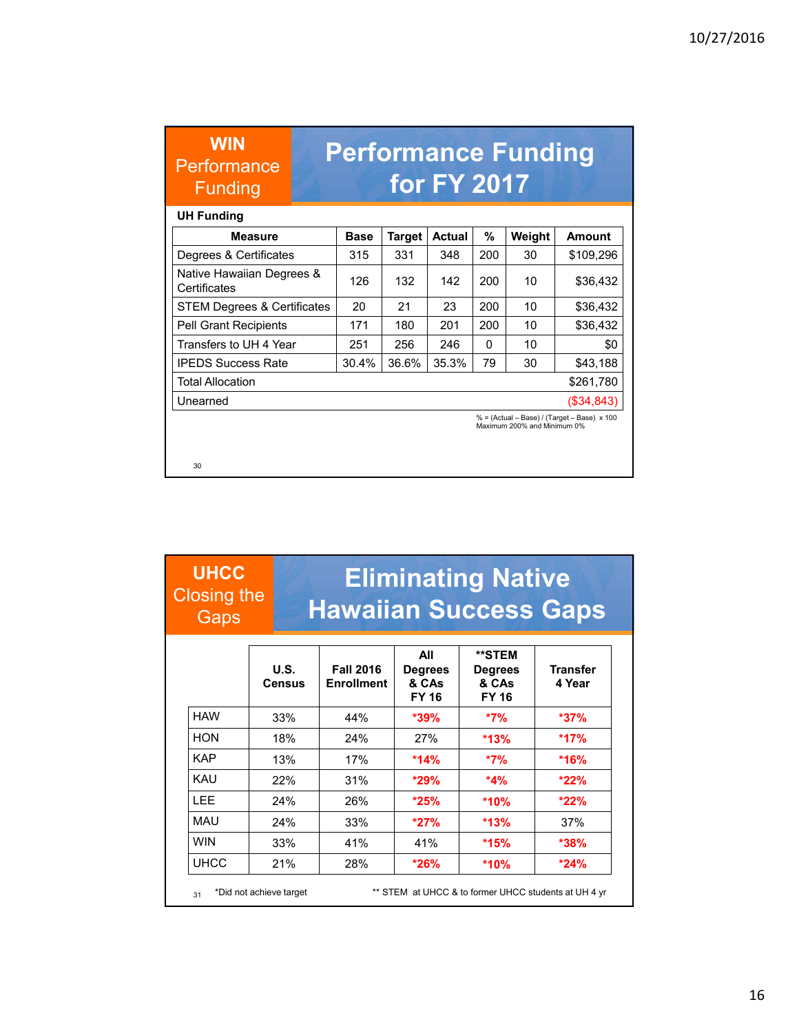## WIN Performance Funding

# Performance Funding for FY 2017

**UH Funding**

| Measure | Base | Target | Actual | % | Weight | Amount |
|---|---|---|---|---|---|---|
| Degrees & Certificates | 315 | 331 | 348 | 200 | 30 | $109,296 |
| Native Hawaiian Degrees & Certificates | 126 | 132 | 142 | 200 | 10 | $36,432 |
| STEM Degrees & Certificates | 20 | 21 | 23 | 200 | 10 | $36,432 |
| Pell Grant Recipients | 171 | 180 | 201 | 200 | 10 | $36,432 |
| Transfers to UH 4 Year | 251 | 256 | 246 | 0 | 10 | $0 |
| IPEDS Success Rate | 30.4% | 36.6% | 35.3% | 79 | 30 | $43,188 |
| Total Allocation | | | | | | $261,780 |
| Unearned | | | | | | ($34,843) |

% = (Actual – Base) / (Target – Base) x 100
Maximum 200% and Minimum 0%

## UHCC Closing the Gaps

# Eliminating Native Hawaiian Success Gaps

| | U.S. Census | Fall 2016 Enrollment | All Degrees & CAs FY 16 | **STEM Degrees & CAs FY 16 | Transfer 4 Year |
|---|---|---|---|---|---|
| HAW | 33% | 44% | *39% | *7% | *37% |
| HON | 18% | 24% | 27% | *13% | *17% |
| KAP | 13% | 17% | *14% | *7% | *16% |
| KAU | 22% | 31% | *29% | *4% | *22% |
| LEE | 24% | 26% | *25% | *10% | *22% |
| MAU | 24% | 33% | *27% | *13% | 37% |
| WIN | 33% | 41% | 41% | *15% | *38% |
| UHCC | 21% | 28% | *26% | *10% | *24% |

*Did not achieve target

** STEM at UHCC & to former UHCC students at UH 4 yr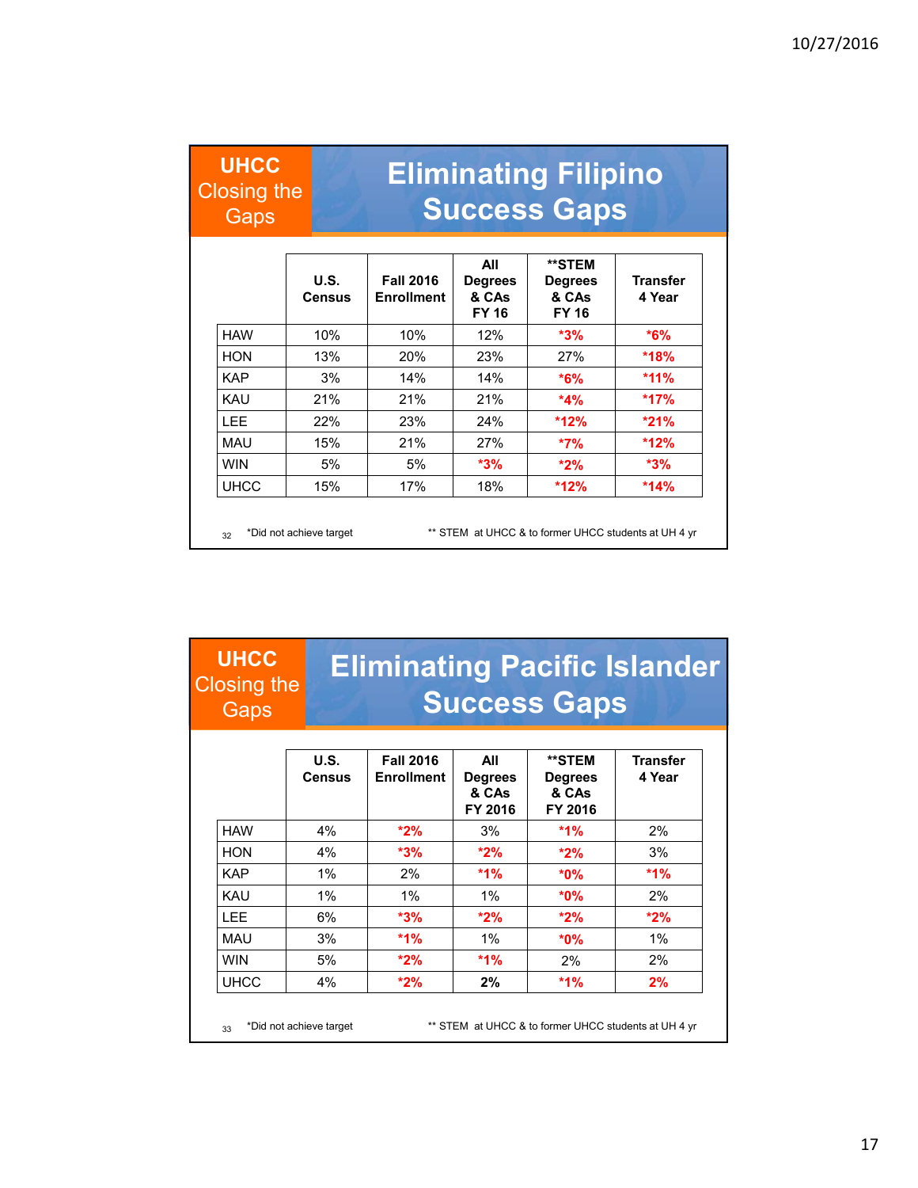## UHCC Closing the Gaps

# Eliminating Filipino Success Gaps

| | U.S. Census | Fall 2016 Enrollment | All Degrees & CAs FY 16 | **STEM Degrees & CAs FY 16 | Transfer 4 Year |
|---|---|---|---|---|---|
| HAW | 10% | 10% | 12% | *3% | *6% |
| HON | 13% | 20% | 23% | 27% | *18% |
| KAP | 3% | 14% | 14% | *6% | *11% |
| KAU | 21% | 21% | 21% | *4% | *17% |
| LEE | 22% | 23% | 24% | *12% | *21% |
| MAU | 15% | 21% | 27% | *7% | *12% |
| WIN | 5% | 5% | *3% | *2% | *3% |
| UHCC | 15% | 17% | 18% | *12% | *14% |

*Did not achieve target

** STEM at UHCC & to former UHCC students at UH 4 yr

## UHCC Closing the Gaps

# Eliminating Pacific Islander Success Gaps

| | U.S. Census | Fall 2016 Enrollment | All Degrees & CAs FY 2016 | **STEM Degrees & CAs FY 2016 | Transfer 4 Year |
|---|---|---|---|---|---|
| HAW | 4% | *2% | 3% | *1% | 2% |
| HON | 4% | *3% | *2% | *2% | 3% |
| KAP | 1% | 2% | *1% | *0% | *1% |
| KAU | 1% | 1% | 1% | *0% | 2% |
| LEE | 6% | *3% | *2% | *2% | *2% |
| MAU | 3% | *1% | 1% | *0% | 1% |
| WIN | 5% | *2% | *1% | 2% | 2% |
| UHCC | 4% | *2% | **2%** | *1% | **2%** |

*Did not achieve target

** STEM at UHCC & to former UHCC students at UH 4 yr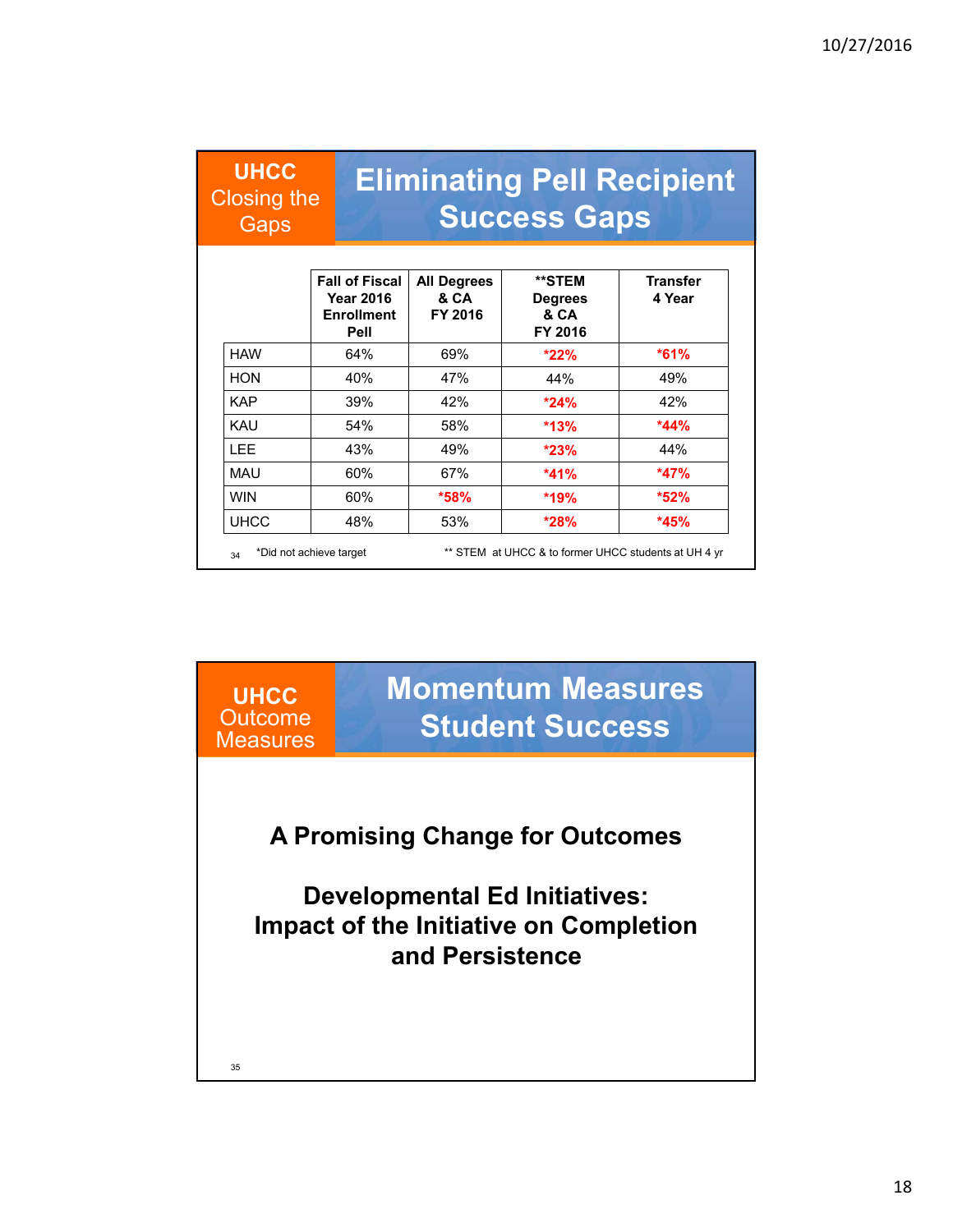## UHCC Closing the Gaps

# Eliminating Pell Recipient Success Gaps

| | Fall of Fiscal Year 2016 Enrollment Pell | All Degrees & CA FY 2016 | **STEM Degrees & CA FY 2016 | Transfer 4 Year |
|---|---|---|---|---|
| HAW | 64% | 69% | *22% | *61% |
| HON | 40% | 47% | 44% | 49% |
| KAP | 39% | 42% | *24% | 42% |
| KAU | 54% | 58% | *13% | *44% |
| LEE | 43% | 49% | *23% | 44% |
| MAU | 60% | 67% | *41% | *47% |
| WIN | 60% | *58% | *19% | *52% |
| UHCC | 48% | 53% | *28% | *45% |

*Did not achieve target

** STEM at UHCC & to former UHCC students at UH 4 yr

## UHCC Outcome Measures

# Momentum Measures Student Success

**A Promising Change for Outcomes**

**Developmental Ed Initiatives: Impact of the Initiative on Completion and Persistence**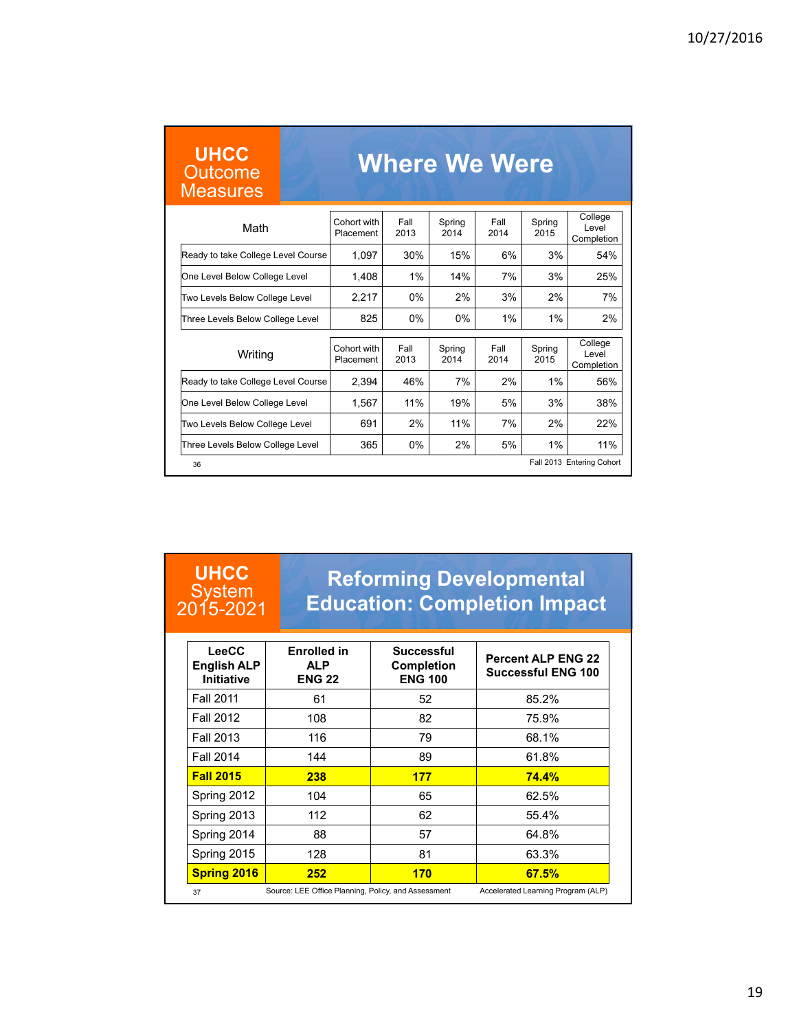## UHCC Outcome Measures — Where We Were

| Math | Cohort with Placement | Fall 2013 | Spring 2014 | Fall 2014 | Spring 2015 | College Level Completion |
|---|---|---|---|---|---|---|
| Ready to take College Level Course | 1,097 | 30% | 15% | 6% | 3% | 54% |
| One Level Below College Level | 1,408 | 1% | 14% | 7% | 3% | 25% |
| Two Levels Below College Level | 2,217 | 0% | 2% | 3% | 2% | 7% |
| Three Levels Below College Level | 825 | 0% | 0% | 1% | 1% | 2% |

| Writing | Cohort with Placement | Fall 2013 | Spring 2014 | Fall 2014 | Spring 2015 | College Level Completion |
|---|---|---|---|---|---|---|
| Ready to take College Level Course | 2,394 | 46% | 7% | 2% | 1% | 56% |
| One Level Below College Level | 1,567 | 11% | 19% | 5% | 3% | 38% |
| Two Levels Below College Level | 691 | 2% | 11% | 7% | 2% | 22% |
| Three Levels Below College Level | 365 | 0% | 2% | 5% | 1% | 11% |

Fall 2013 Entering Cohort

## UHCC System 2015-2021 — Reforming Developmental Education: Completion Impact

| LeeCC English ALP Initiative | Enrolled in ALP ENG 22 | Successful Completion ENG 100 | Percent ALP ENG 22 Successful ENG 100 |
|---|---|---|---|
| Fall 2011 | 61 | 52 | 85.2% |
| Fall 2012 | 108 | 82 | 75.9% |
| Fall 2013 | 116 | 79 | 68.1% |
| Fall 2014 | 144 | 89 | 61.8% |
| **Fall 2015** | **238** | **177** | **74.4%** |
| Spring 2012 | 104 | 65 | 62.5% |
| Spring 2013 | 112 | 62 | 55.4% |
| Spring 2014 | 88 | 57 | 64.8% |
| Spring 2015 | 128 | 81 | 63.3% |
| **Spring 2016** | **252** | **170** | **67.5%** |

Source: LEE Office Planning, Policy, and Assessment

Accelerated Learning Program (ALP)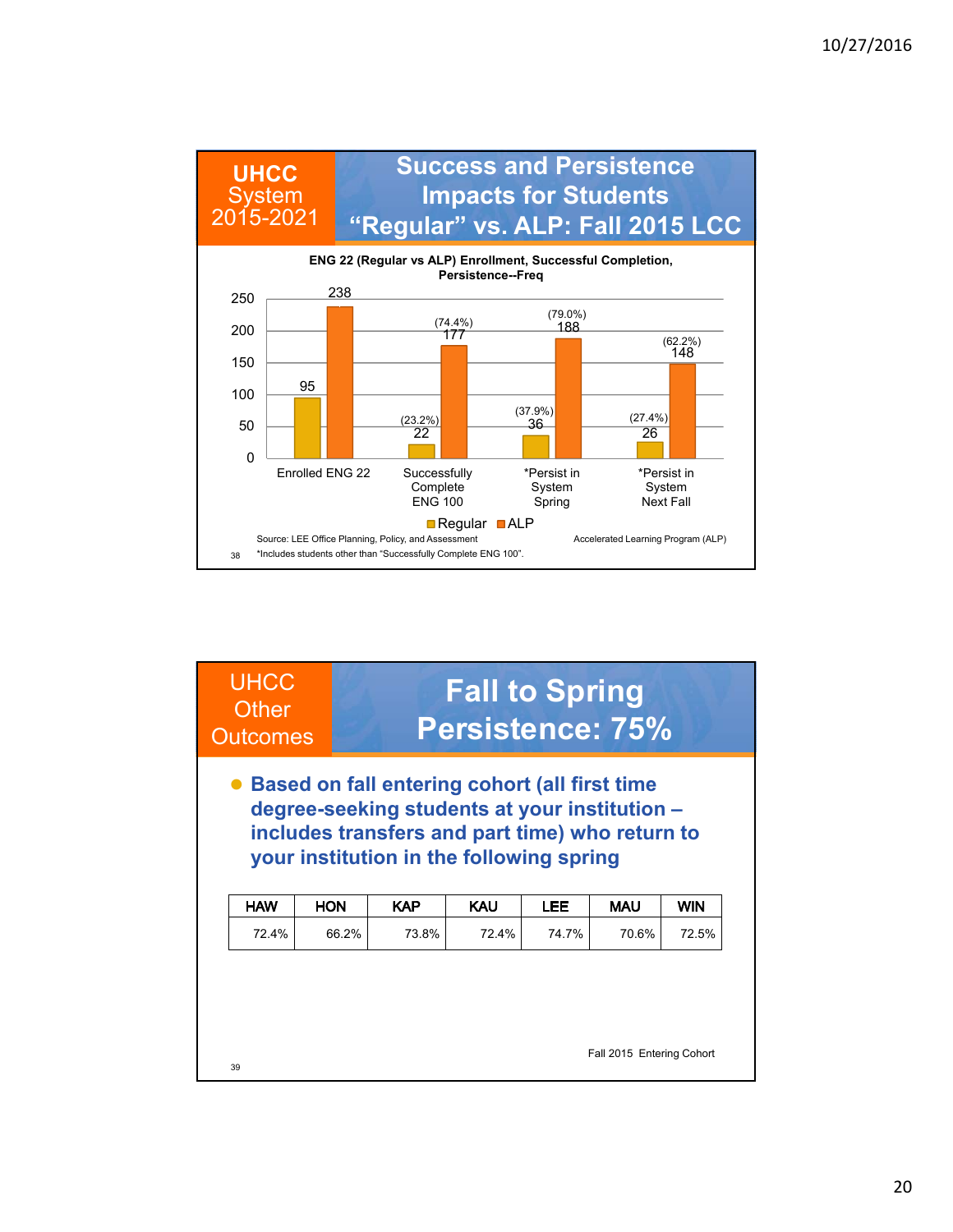## UHCC System 2015-2021

## Success and Persistence Impacts for Students "Regular" vs. ALP: Fall 2015 LCC

**ENG 22 (Regular vs ALP) Enrollment, Successful Completion, Persistence--Freq**

| | Regular | ALP |
|---|---|---|
| Enrolled ENG 22 | 95 | 238 |
| Successfully Complete ENG 100 | 22 (23.2%) | 177 (74.4%) |
| *Persist in System Spring | 36 (37.9%) | 188 (79.0%) |
| *Persist in System Next Fall | 26 (27.4%) | 148 (62.2%) |

Source: LEE Office Planning, Policy, and Assessment

Accelerated Learning Program (ALP)

*Includes students other than "Successfully Complete ENG 100".

38

## UHCC Other Outcomes

## Fall to Spring Persistence: 75%

- **Based on fall entering cohort (all first time degree-seeking students at your institution – includes transfers and part time) who return to your institution in the following spring**

| HAW | HON | KAP | KAU | LEE | MAU | WIN |
|---|---|---|---|---|---|---|
| 72.4% | 66.2% | 73.8% | 72.4% | 74.7% | 70.6% | 72.5% |

Fall 2015 Entering Cohort

39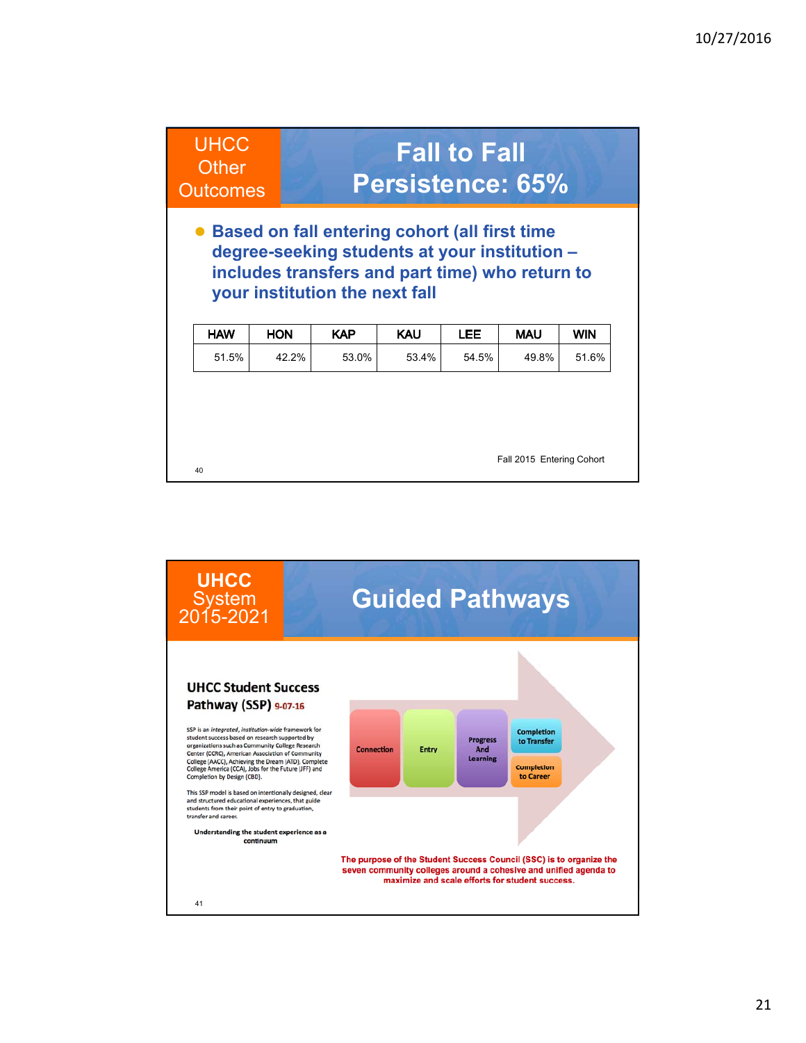## UHCC Other Outcomes

# Fall to Fall Persistence: 65%

- **Based on fall entering cohort (all first time degree-seeking students at your institution – includes transfers and part time) who return to your institution the next fall**

| HAW | HON | KAP | KAU | LEE | MAU | WIN |
|---|---|---|---|---|---|---|
| 51.5% | 42.2% | 53.0% | 53.4% | 54.5% | 49.8% | 51.6% |

Fall 2015 Entering Cohort

## UHCC System 2015-2021

# Guided Pathways

**UHCC Student Success Pathway (SSP)** 9-07-16

SSP is an *integrated, institution-wide* framework for student success based on research supported by organizations such as Community College Research Center (CCRC), American Association of Community College (AACC), Achieving the Dream (ATD), Complete College America (CCA), Jobs for the Future (JFF) and Completion by Design (CBD).

This SSP model is based on intentionally designed, clear and structured educational experiences, that guide students from their point of entry to graduation, transfer and career.

**Understanding the student experience as a continuum**

Connection → Entry → Progress And Learning → Completion to Transfer / Completion to Career

**The purpose of the Student Success Council (SSC) is to organize the seven community colleges around a cohesive and unified agenda to maximize and scale efforts for student success.**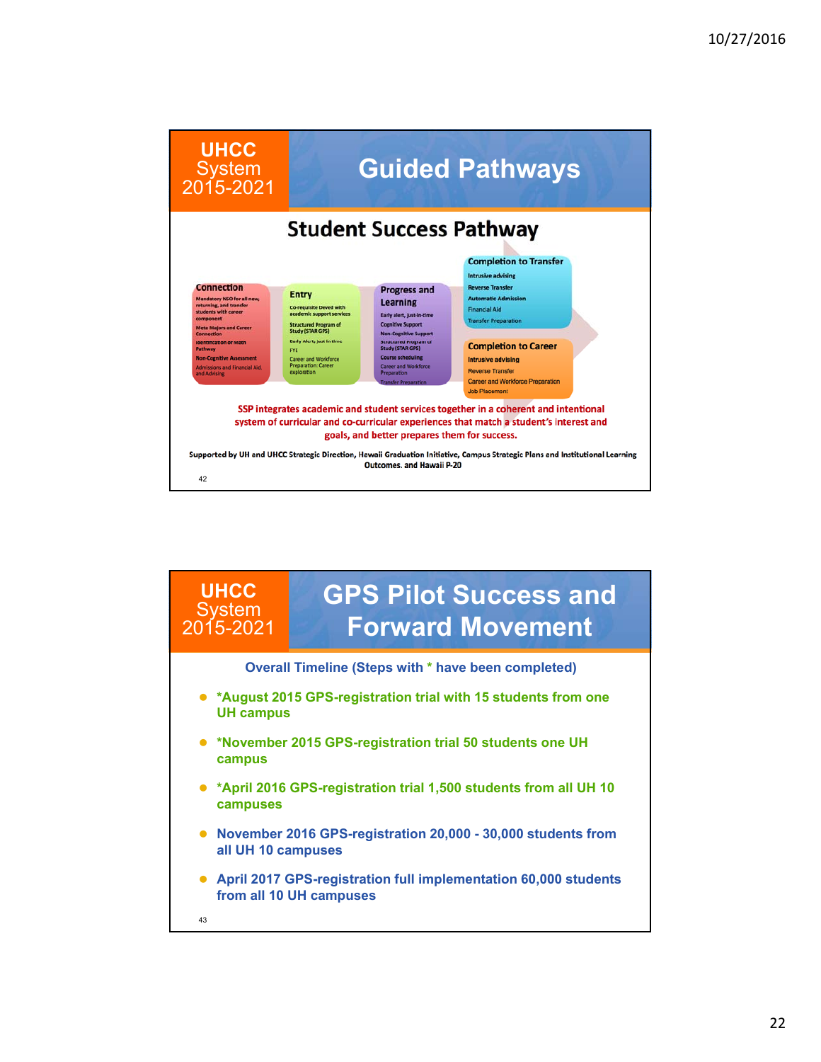## UHCC System 2015-2021

# Guided Pathways

### Student Success Pathway

**Connection**
- Mandatory NSO for all new, returning, and transfer students with career component
- Meta Majors and Career Connection
- Identification of Math Pathway
- Non-Cognitive Assessment
- Admissions and Financial Aid, and Advising

**Entry**
- Co-requisite Deved with academic support services
- Structured Program of Study (STAR GPS)
- Early Alert, just in time
- FYE
- Career and Workforce Preparation: Career exploration

**Progress and Learning**
- Early alert, just-in-time
- Cognitive Support
- Non-Cognitive Support
- Structured Program of Study (STAR GPS)
- Course scheduling
- Career and Workforce Preparation
- Transfer Preparation

**Completion to Transfer**
- Intrusive advising
- Reverse Transfer
- Automatic Admission
- Financial Aid
- Transfer Preparation

**Completion to Career**
- Intrusive advising
- Reverse Transfer
- Career and Workforce Preparation
- Job Placement

SSP integrates academic and student services together in a coherent and intentional system of curricular and co-curricular experiences that match a student's interest and goals, and better prepares them for success.

Supported by UH and UHCC Strategic Direction, Hawaii Graduation Initiative, Campus Strategic Plans and Institutional Learning Outcomes. and Hawaii P-20

---

## UHCC System 2015-2021

# GPS Pilot Success and Forward Movement

**Overall Timeline (Steps with * have been completed)**

- *August 2015 GPS-registration trial with 15 students from one UH campus
- *November 2015 GPS-registration trial 50 students one UH campus
- *April 2016 GPS-registration trial 1,500 students from all UH 10 campuses
- November 2016 GPS-registration 20,000 - 30,000 students from all UH 10 campuses
- April 2017 GPS-registration full implementation 60,000 students from all 10 UH campuses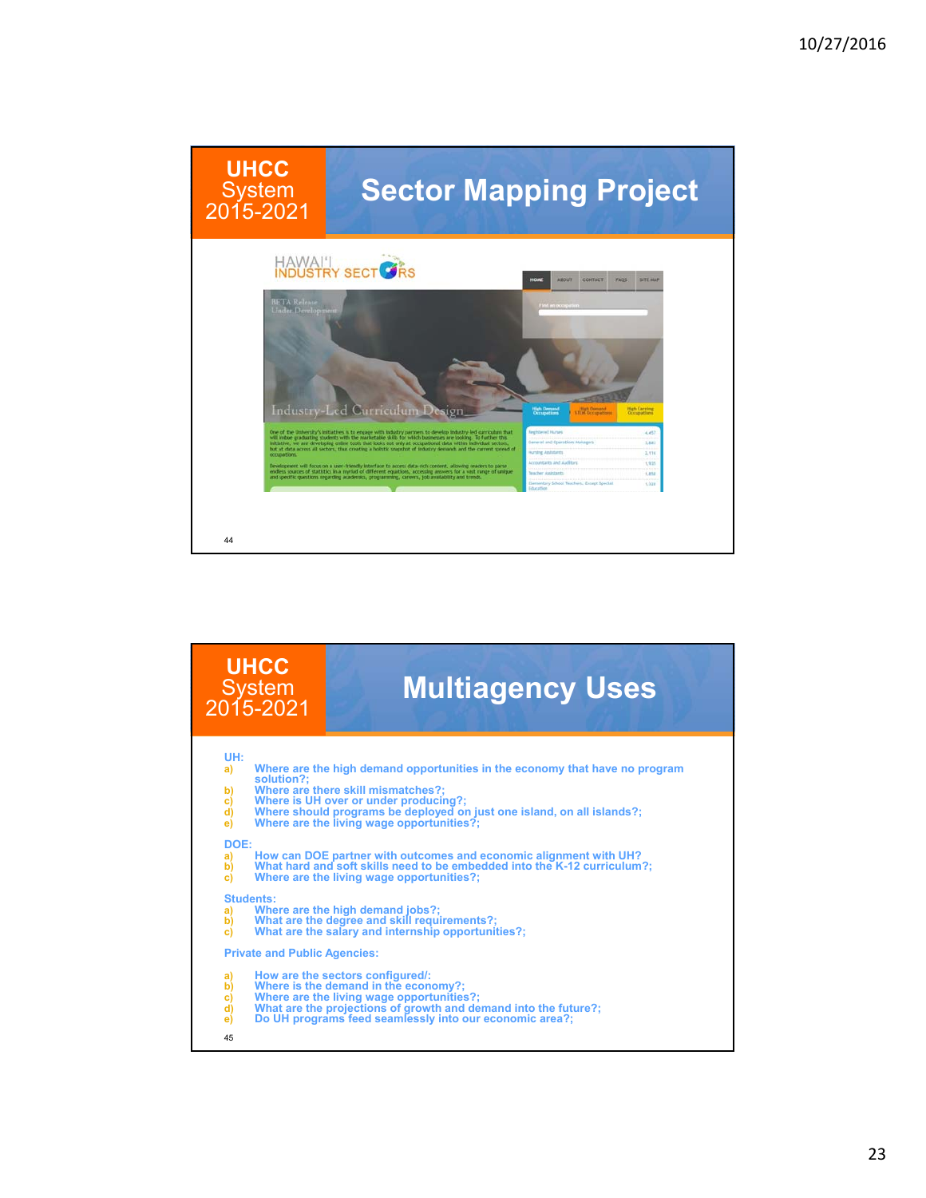## UHCC System 2015-2021

# Sector Mapping Project

HAWAI'I INDUSTRY SECTORS

HOME | ABOUT | CONTACT | FAQS | SITE MAP

BETA Release
Under Development

Find an occupation

Industry-Led Curriculum Design

One of the University's initiatives is to engage with industry partners to develop industry-led curriculum that will imbue graduating students with the marketable skills for which businesses are looking. To further this initiative, we are developing online tools that looks not only at occupational data within individual sectors, but at data across all sectors, thus creating a holistic snapshot of industry demands and the current spread of occupations.

Development will focus on a user-friendly interface to access data-rich content, allowing readers to parse endless sources of statistics in a myriad of different equations, accessing answers for a vast range of unique and specific questions regarding academics, programming, careers, job availability and trends.

| High Demand Occupations | High Demand STEM Occupations | High Earning Occupations |
|---|---|---|

| Occupation | |
|---|---|
| Registered Nurses | 4,457 |
| General and Operations Managers | 3,861 |
| Nursing Assistants | 2,111 |
| Accountants and Auditors | 1,935 |
| Teacher Assistants | 1,858 |
| Elementary School Teachers, Except Special Education | 1,320 |

## UHCC System 2015-2021

# Multiagency Uses

**UH:**

a) Where are the high demand opportunities in the economy that have no program solution?;
b) Where are there skill mismatches?;
c) Where is UH over or under producing?;
d) Where should programs be deployed on just one island, on all islands?;
e) Where are the living wage opportunities?;

**DOE:**

a) How can DOE partner with outcomes and economic alignment with UH?
b) What hard and soft skills need to be embedded into the K-12 curriculum?;
c) Where are the living wage opportunities?;

**Students:**

a) Where are the high demand jobs?;
b) What are the degree and skill requirements?;
c) What are the salary and internship opportunities?;

**Private and Public Agencies:**

a) How are the sectors configured/:
b) Where is the demand in the economy?;
c) Where are the living wage opportunities?;
d) What are the projections of growth and demand into the future?;
e) Do UH programs feed seamlessly into our economic area?;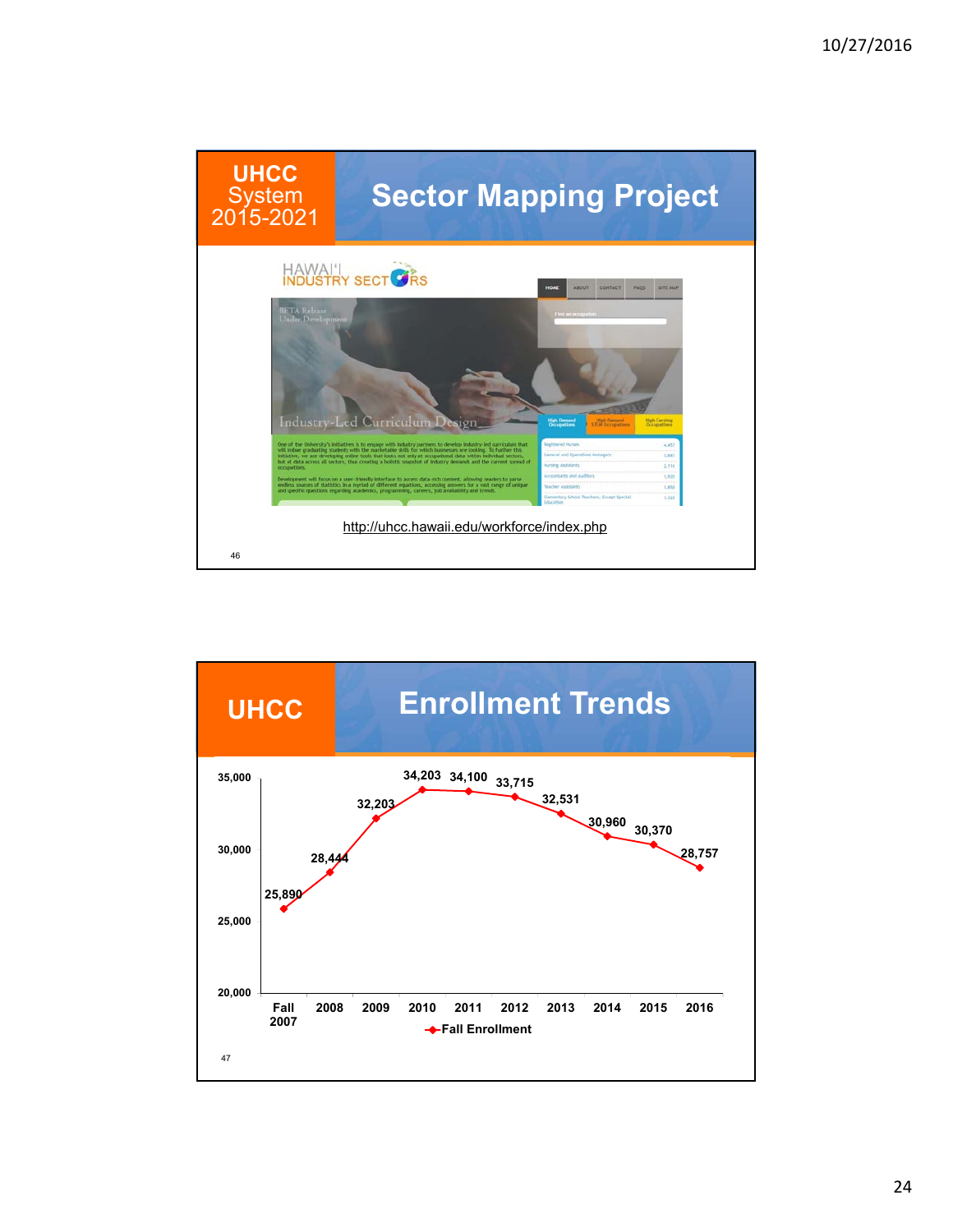## UHCC System 2015-2021

# Sector Mapping Project

HAWAIʻI INDUSTRY SECTORS

http://uhcc.hawaii.edu/workforce/index.php

## UHCC

# Enrollment Trends

| | Fall 2007 | 2008 | 2009 | 2010 | 2011 | 2012 | 2013 | 2014 | 2015 | 2016 |
|---|---|---|---|---|---|---|---|---|---|---|
| Fall Enrollment | 25,890 | 28,444 | 32,203 | 34,203 | 34,100 | 33,715 | 32,531 | 30,960 | 30,370 | 28,757 |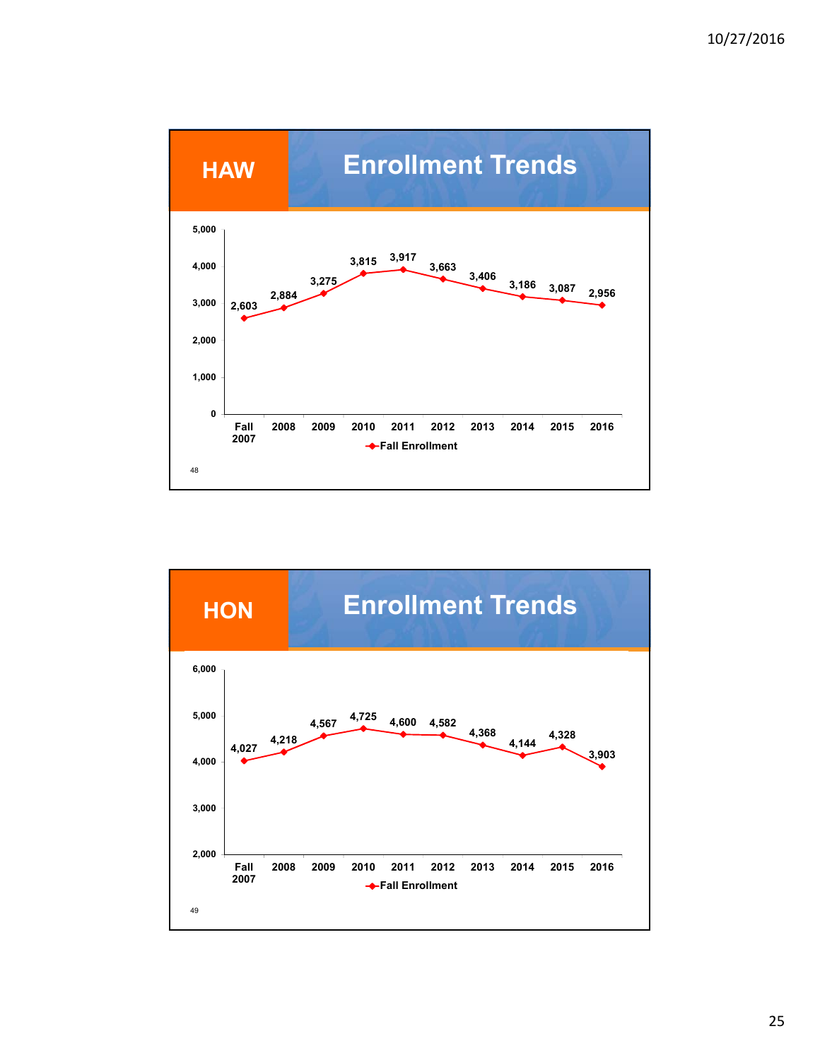## HAW — Enrollment Trends

| | Fall 2007 | 2008 | 2009 | 2010 | 2011 | 2012 | 2013 | 2014 | 2015 | 2016 |
|---|---|---|---|---|---|---|---|---|---|---|
| Fall Enrollment | 2,603 | 2,884 | 3,275 | 3,815 | 3,917 | 3,663 | 3,406 | 3,186 | 3,087 | 2,956 |

48

## HON — Enrollment Trends

| | Fall 2007 | 2008 | 2009 | 2010 | 2011 | 2012 | 2013 | 2014 | 2015 | 2016 |
|---|---|---|---|---|---|---|---|---|---|---|
| Fall Enrollment | 4,027 | 4,218 | 4,567 | 4,725 | 4,600 | 4,582 | 4,368 | 4,144 | 4,328 | 3,903 |

49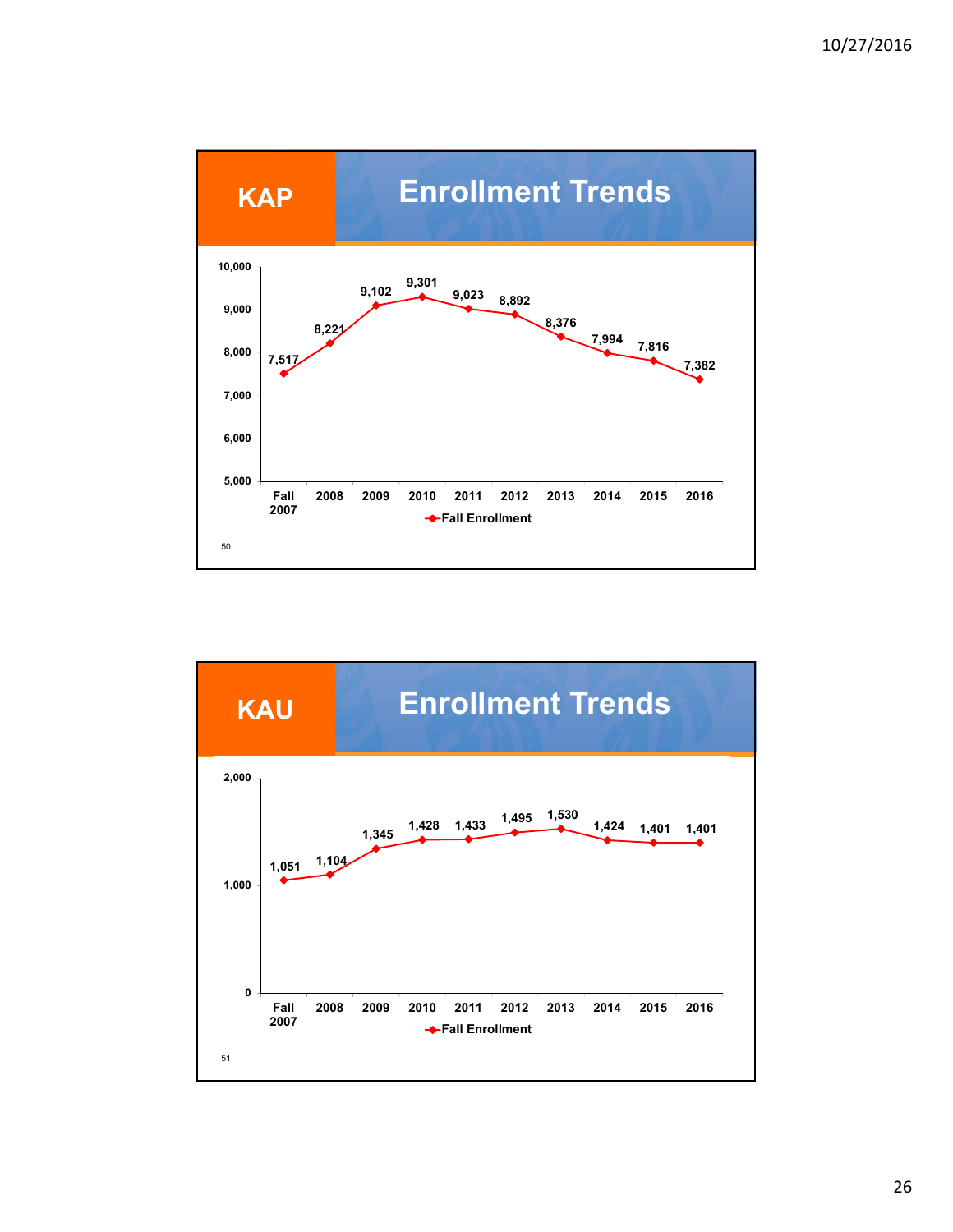## KAP Enrollment Trends

| | Fall 2007 | 2008 | 2009 | 2010 | 2011 | 2012 | 2013 | 2014 | 2015 | 2016 |
|---|---|---|---|---|---|---|---|---|---|---|
| Fall Enrollment | 7,517 | 8,221 | 9,102 | 9,301 | 9,023 | 8,892 | 8,376 | 7,994 | 7,816 | 7,382 |

50

## KAU Enrollment Trends

| | Fall 2007 | 2008 | 2009 | 2010 | 2011 | 2012 | 2013 | 2014 | 2015 | 2016 |
|---|---|---|---|---|---|---|---|---|---|---|
| Fall Enrollment | 1,051 | 1,104 | 1,345 | 1,428 | 1,433 | 1,495 | 1,530 | 1,424 | 1,401 | 1,401 |

51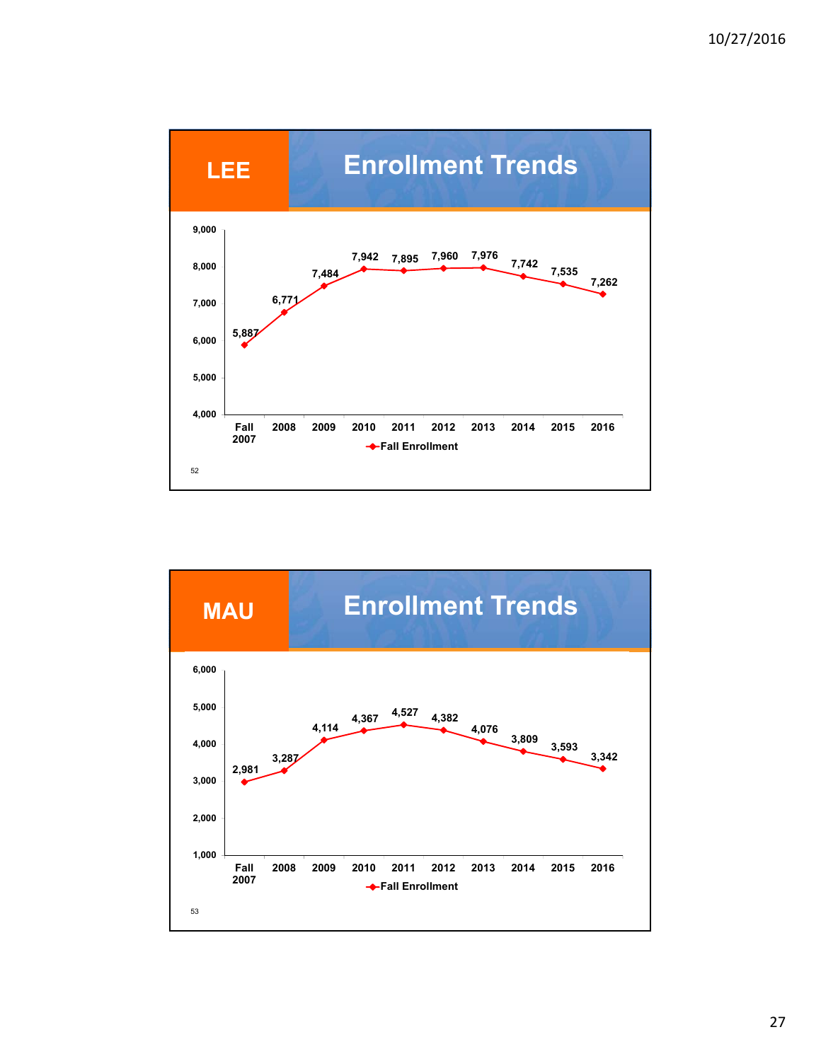## LEE — Enrollment Trends

| Fall 2007 | 2008 | 2009 | 2010 | 2011 | 2012 | 2013 | 2014 | 2015 | 2016 |
|---|---|---|---|---|---|---|---|---|---|
| 5,887 | 6,771 | 7,484 | 7,942 | 7,895 | 7,960 | 7,976 | 7,742 | 7,535 | 7,262 |

Fall Enrollment

## MAU — Enrollment Trends

| Fall 2007 | 2008 | 2009 | 2010 | 2011 | 2012 | 2013 | 2014 | 2015 | 2016 |
|---|---|---|---|---|---|---|---|---|---|
| 2,981 | 3,287 | 4,114 | 4,367 | 4,527 | 4,382 | 4,076 | 3,809 | 3,593 | 3,342 |

Fall Enrollment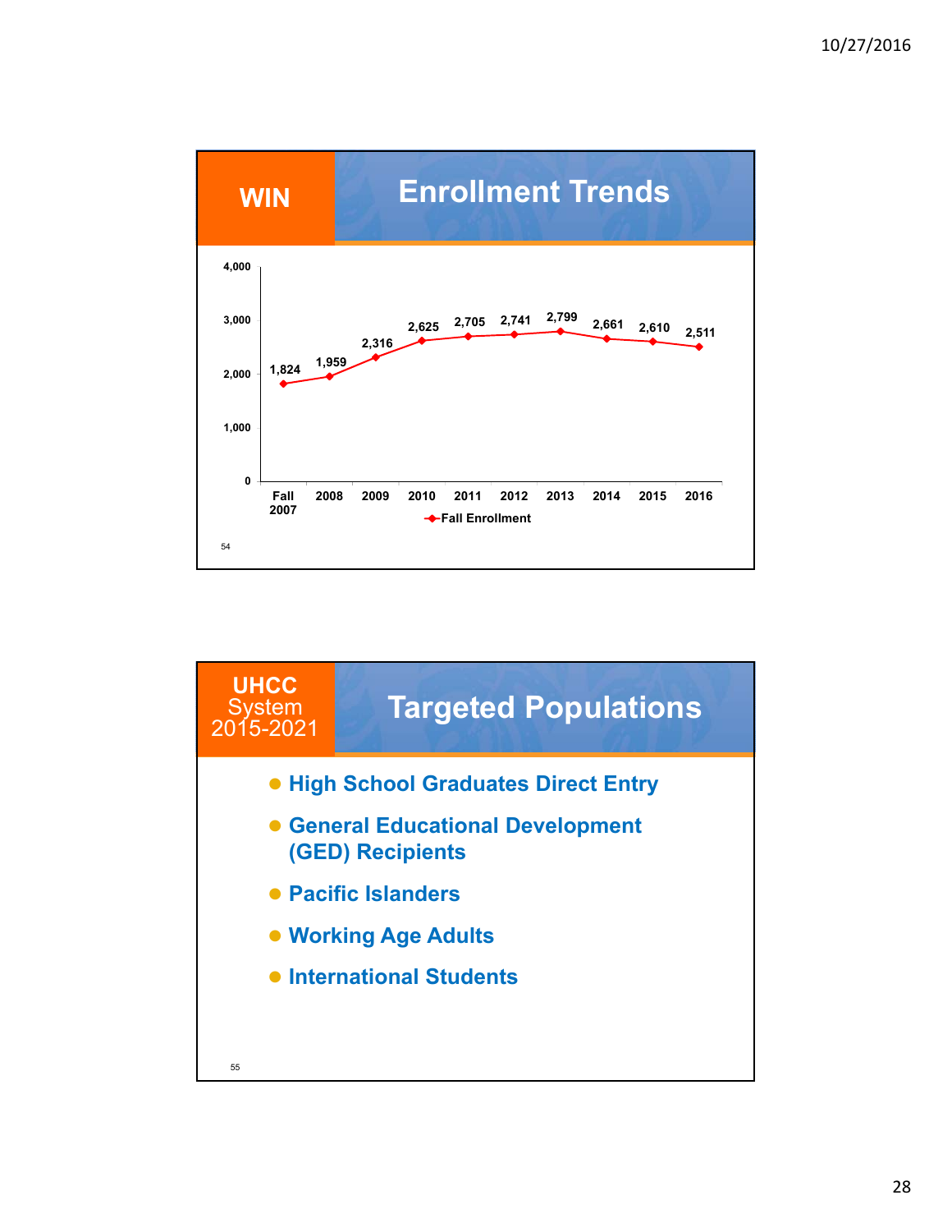## WIN — Enrollment Trends

| | Fall 2007 | 2008 | 2009 | 2010 | 2011 | 2012 | 2013 | 2014 | 2015 | 2016 |
|---|---|---|---|---|---|---|---|---|---|---|
| Fall Enrollment | 1,824 | 1,959 | 2,316 | 2,625 | 2,705 | 2,741 | 2,799 | 2,661 | 2,610 | 2,511 |

## UHCC System 2015-2021 — Targeted Populations

- **High School Graduates Direct Entry**
- **General Educational Development (GED) Recipients**
- **Pacific Islanders**
- **Working Age Adults**
- **International Students**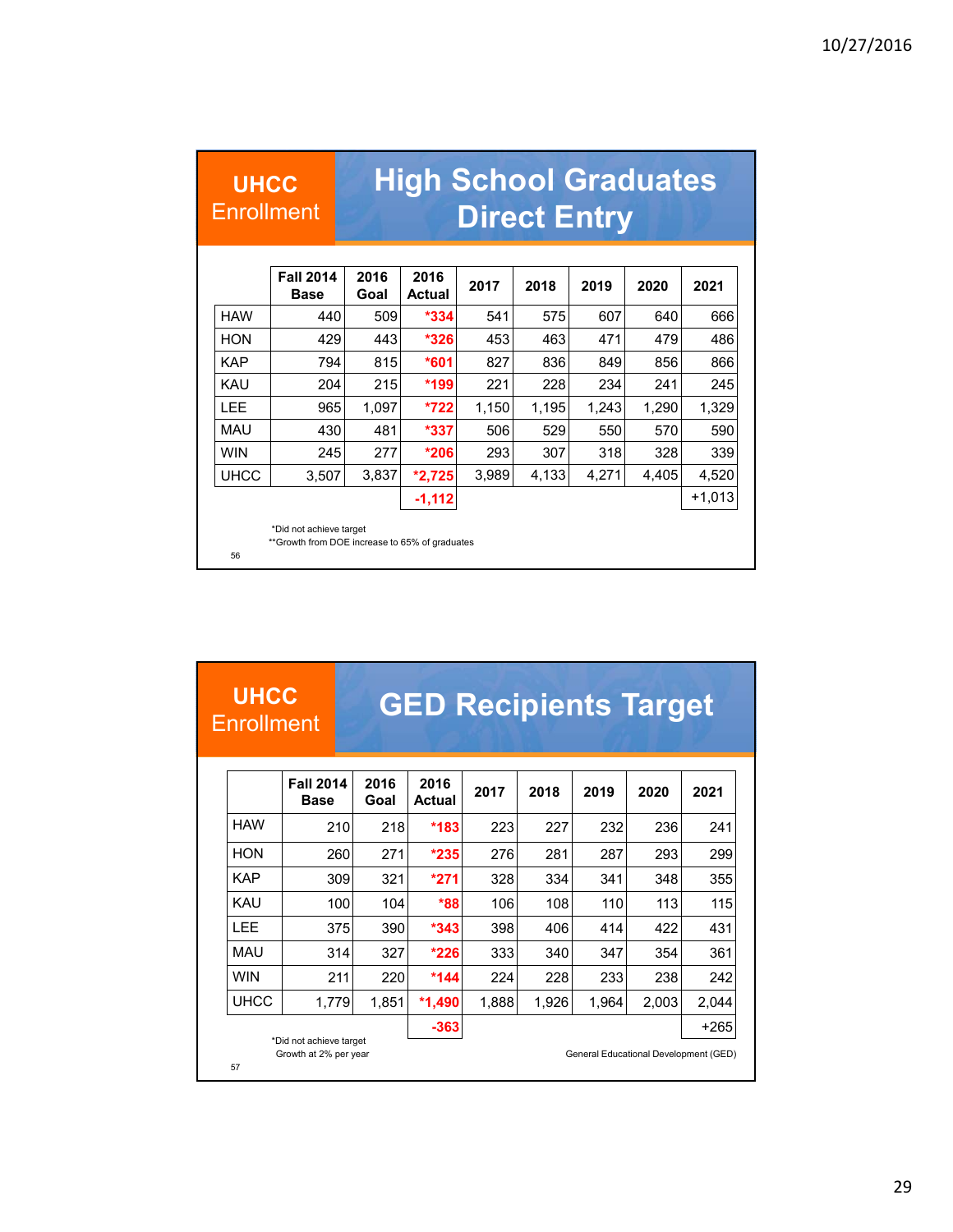## UHCC Enrollment

# High School Graduates Direct Entry

| | Fall 2014 Base | 2016 Goal | 2016 Actual | 2017 | 2018 | 2019 | 2020 | 2021 |
|---|---|---|---|---|---|---|---|---|
| HAW | 440 | 509 | *334 | 541 | 575 | 607 | 640 | 666 |
| HON | 429 | 443 | *326 | 453 | 463 | 471 | 479 | 486 |
| KAP | 794 | 815 | *601 | 827 | 836 | 849 | 856 | 866 |
| KAU | 204 | 215 | *199 | 221 | 228 | 234 | 241 | 245 |
| LEE | 965 | 1,097 | *722 | 1,150 | 1,195 | 1,243 | 1,290 | 1,329 |
| MAU | 430 | 481 | *337 | 506 | 529 | 550 | 570 | 590 |
| WIN | 245 | 277 | *206 | 293 | 307 | 318 | 328 | 339 |
| UHCC | 3,507 | 3,837 | *2,725 | 3,989 | 4,133 | 4,271 | 4,405 | 4,520 |
| | | | -1,112 | | | | | +1,013 |

*Did not achieve target

**Growth from DOE increase to 65% of graduates

## UHCC Enrollment

# GED Recipients Target

| | Fall 2014 Base | 2016 Goal | 2016 Actual | 2017 | 2018 | 2019 | 2020 | 2021 |
|---|---|---|---|---|---|---|---|---|
| HAW | 210 | 218 | *183 | 223 | 227 | 232 | 236 | 241 |
| HON | 260 | 271 | *235 | 276 | 281 | 287 | 293 | 299 |
| KAP | 309 | 321 | *271 | 328 | 334 | 341 | 348 | 355 |
| KAU | 100 | 104 | *88 | 106 | 108 | 110 | 113 | 115 |
| LEE | 375 | 390 | *343 | 398 | 406 | 414 | 422 | 431 |
| MAU | 314 | 327 | *226 | 333 | 340 | 347 | 354 | 361 |
| WIN | 211 | 220 | *144 | 224 | 228 | 233 | 238 | 242 |
| UHCC | 1,779 | 1,851 | *1,490 | 1,888 | 1,926 | 1,964 | 2,003 | 2,044 |
| | | | -363 | | | | | +265 |

*Did not achieve target

Growth at 2% per year

General Educational Development (GED)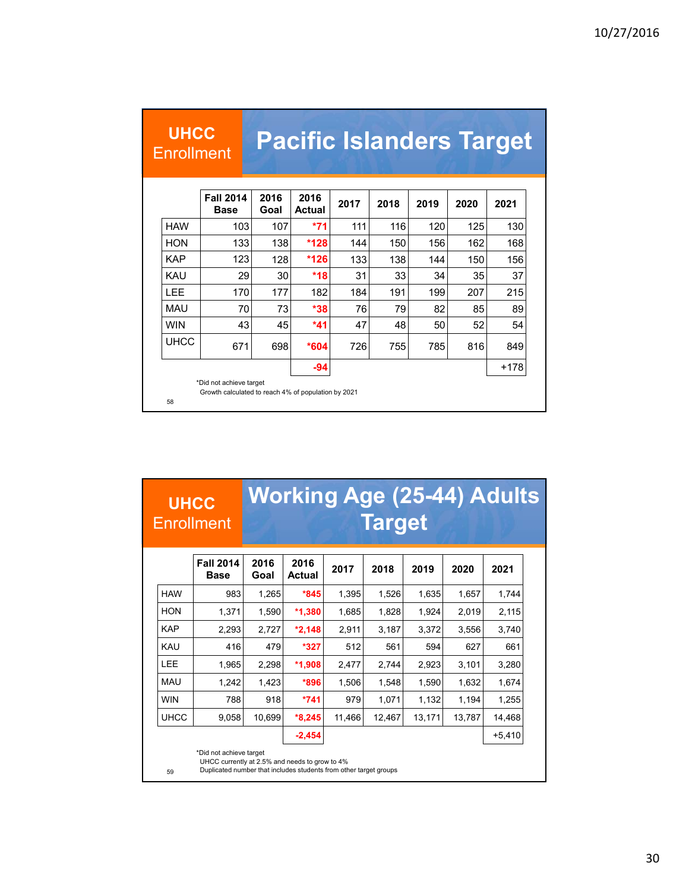## UHCC Enrollment — Pacific Islanders Target

| | Fall 2014 Base | 2016 Goal | 2016 Actual | 2017 | 2018 | 2019 | 2020 | 2021 |
|---|---|---|---|---|---|---|---|---|
| HAW | 103 | 107 | *71 | 111 | 116 | 120 | 125 | 130 |
| HON | 133 | 138 | *128 | 144 | 150 | 156 | 162 | 168 |
| KAP | 123 | 128 | *126 | 133 | 138 | 144 | 150 | 156 |
| KAU | 29 | 30 | *18 | 31 | 33 | 34 | 35 | 37 |
| LEE | 170 | 177 | 182 | 184 | 191 | 199 | 207 | 215 |
| MAU | 70 | 73 | *38 | 76 | 79 | 82 | 85 | 89 |
| WIN | 43 | 45 | *41 | 47 | 48 | 50 | 52 | 54 |
| UHCC | 671 | 698 | *604 | 726 | 755 | 785 | 816 | 849 |
| | | | -94 | | | | | +178 |

*Did not achieve target
Growth calculated to reach 4% of population by 2021

58

## UHCC Enrollment — Working Age (25-44) Adults Target

| | Fall 2014 Base | 2016 Goal | 2016 Actual | 2017 | 2018 | 2019 | 2020 | 2021 |
|---|---|---|---|---|---|---|---|---|
| HAW | 983 | 1,265 | *845 | 1,395 | 1,526 | 1,635 | 1,657 | 1,744 |
| HON | 1,371 | 1,590 | *1,380 | 1,685 | 1,828 | 1,924 | 2,019 | 2,115 |
| KAP | 2,293 | 2,727 | *2,148 | 2,911 | 3,187 | 3,372 | 3,556 | 3,740 |
| KAU | 416 | 479 | *327 | 512 | 561 | 594 | 627 | 661 |
| LEE | 1,965 | 2,298 | *1,908 | 2,477 | 2,744 | 2,923 | 3,101 | 3,280 |
| MAU | 1,242 | 1,423 | *896 | 1,506 | 1,548 | 1,590 | 1,632 | 1,674 |
| WIN | 788 | 918 | *741 | 979 | 1,071 | 1,132 | 1,194 | 1,255 |
| UHCC | 9,058 | 10,699 | *8,245 | 11,466 | 12,467 | 13,171 | 13,787 | 14,468 |
| | | | -2,454 | | | | | +5,410 |

*Did not achieve target
UHCC currently at 2.5% and needs to grow to 4%
Duplicated number that includes students from other target groups

59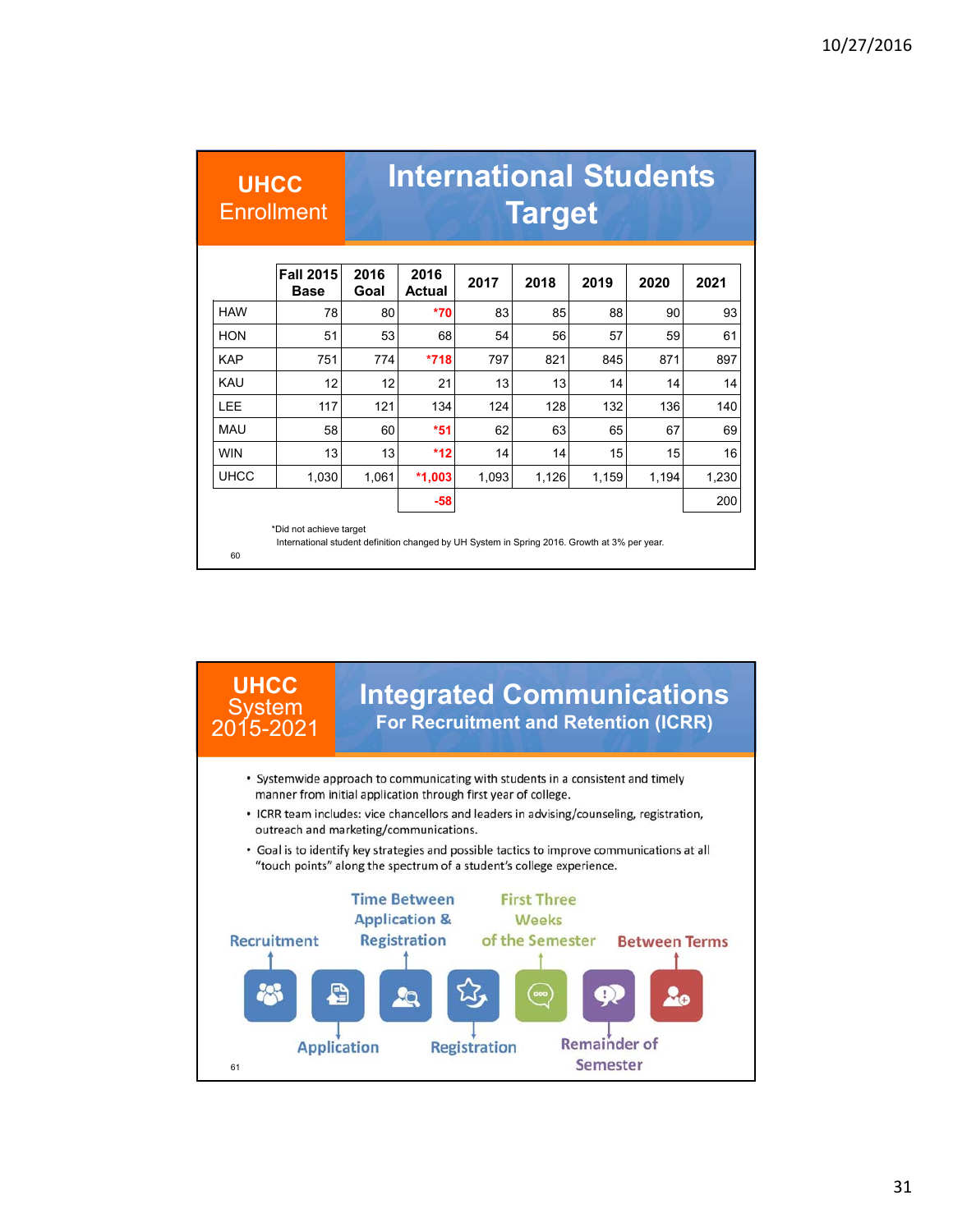## UHCC Enrollment — International Students Target

| | Fall 2015 Base | 2016 Goal | 2016 Actual | 2017 | 2018 | 2019 | 2020 | 2021 |
|---|---|---|---|---|---|---|---|---|
| HAW | 78 | 80 | *70 | 83 | 85 | 88 | 90 | 93 |
| HON | 51 | 53 | 68 | 54 | 56 | 57 | 59 | 61 |
| KAP | 751 | 774 | *718 | 797 | 821 | 845 | 871 | 897 |
| KAU | 12 | 12 | 21 | 13 | 13 | 14 | 14 | 14 |
| LEE | 117 | 121 | 134 | 124 | 128 | 132 | 136 | 140 |
| MAU | 58 | 60 | *51 | 62 | 63 | 65 | 67 | 69 |
| WIN | 13 | 13 | *12 | 14 | 14 | 15 | 15 | 16 |
| UHCC | 1,030 | 1,061 | *1,003 | 1,093 | 1,126 | 1,159 | 1,194 | 1,230 |
| | | | -58 | | | | | 200 |

*Did not achieve target

International student definition changed by UH System in Spring 2016. Growth at 3% per year.

## UHCC System 2015-2021 — Integrated Communications For Recruitment and Retention (ICRR)

- Systemwide approach to communicating with students in a consistent and timely manner from initial application through first year of college.
- ICRR team includes: vice chancellors and leaders in advising/counseling, registration, outreach and marketing/communications.
- Goal is to identify key strategies and possible tactics to improve communications at all "touch points" along the spectrum of a student's college experience.

Recruitment → Application → Time Between Application & Registration → Registration → First Three Weeks of the Semester → Remainder of Semester → Between Terms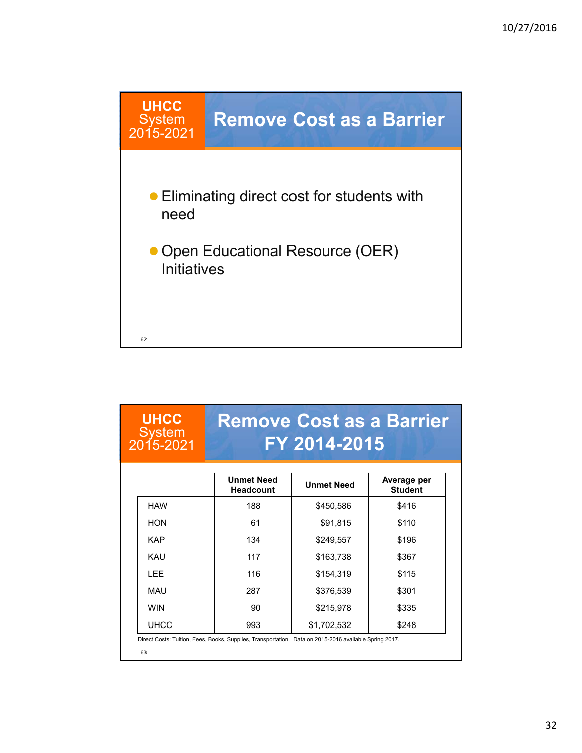## UHCC System 2015-2021

# Remove Cost as a Barrier

- Eliminating direct cost for students with need
- Open Educational Resource (OER) Initiatives

62

## UHCC System 2015-2021

# Remove Cost as a Barrier FY 2014-2015

| | Unmet Need Headcount | Unmet Need | Average per Student |
|---|---|---|---|
| HAW | 188 | $450,586 | $416 |
| HON | 61 | $91,815 | $110 |
| KAP | 134 | $249,557 | $196 |
| KAU | 117 | $163,738 | $367 |
| LEE | 116 | $154,319 | $115 |
| MAU | 287 | $376,539 | $301 |
| WIN | 90 | $215,978 | $335 |
| UHCC | 993 | $1,702,532 | $248 |

Direct Costs: Tuition, Fees, Books, Supplies, Transportation. Data on 2015-2016 available Spring 2017.

63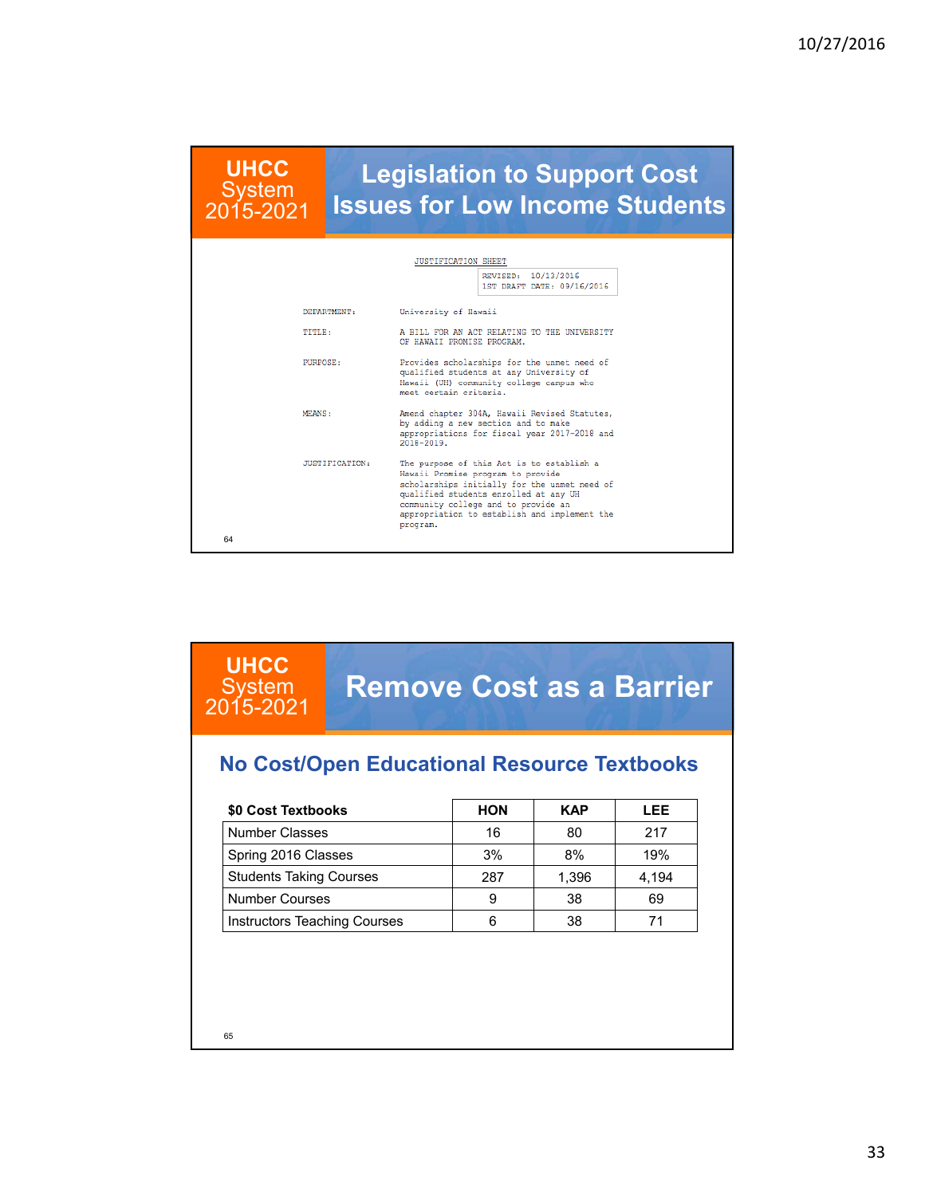## UHCC System 2015-2021

# Legislation to Support Cost Issues for Low Income Students

JUSTIFICATION SHEET

REVISED: 10/13/2016
1ST DRAFT DATE: 09/16/2016

DEPARTMENT: University of Hawaii

TITLE: A BILL FOR AN ACT RELATING TO THE UNIVERSITY OF HAWAII PROMISE PROGRAM.

PURPOSE: Provides scholarships for the unmet need of qualified students at any University of Hawaii (UH) community college campus who meet certain criteria.

MEANS: Amend chapter 304A, Hawaii Revised Statutes, by adding a new section and to make appropriations for fiscal year 2017-2018 and 2018-2019.

JUSTIFICATION: The purpose of this Act is to establish a Hawaii Promise program to provide scholarships initially for the unmet need of qualified students enrolled at any UH community college and to provide an appropriation to establish and implement the program.

---

## UHCC System 2015-2021

# Remove Cost as a Barrier

## No Cost/Open Educational Resource Textbooks

| $0 Cost Textbooks | HON | KAP | LEE |
|---|---|---|---|
| Number Classes | 16 | 80 | 217 |
| Spring 2016 Classes | 3% | 8% | 19% |
| Students Taking Courses | 287 | 1,396 | 4,194 |
| Number Courses | 9 | 38 | 69 |
| Instructors Teaching Courses | 6 | 38 | 71 |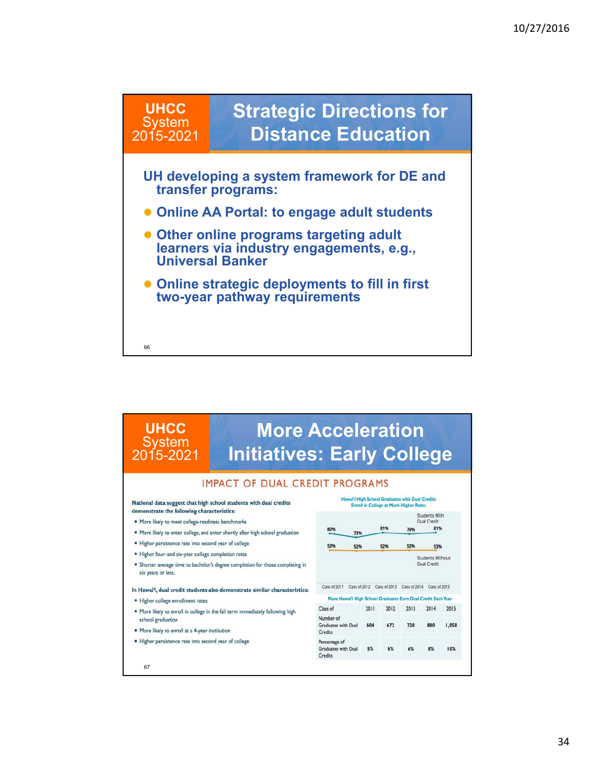## UHCC System 2015-2021

# Strategic Directions for Distance Education

**UH developing a system framework for DE and transfer programs:**

- **Online AA Portal: to engage adult students**
- **Other online programs targeting adult learners via industry engagements, e.g., Universal Banker**
- **Online strategic deployments to fill in first two-year pathway requirements**

---

## UHCC System 2015-2021

# More Acceleration Initiatives: Early College

### IMPACT OF DUAL CREDIT PROGRAMS

**National data suggest that high school students with dual credits demonstrate the following characteristics:**

- More likely to meet college-readiness benchmarks
- More likely to enter college, and enter shortly after high school graduation
- Higher persistence rate into second year of college
- Higher four- and six-year college completion rates
- Shorter average time to bachelor's degree completion for those completing in six years or less.

**In Hawai'i, dual credit students also demonstrate similar characteristics:**

- Higher college enrollment rates
- More likely to enroll in college in the fall term immediately following high school graduation
- More likely to enroll at a 4-year institution
- Higher persistence rate into second year of college

**Hawai'i High School Graduates with Dual Credits Enroll in College at Much Higher Rates**

| | Class of 2011 | Class of 2012 | Class of 2013 | Class of 2014 | Class of 2015 |
|---|---|---|---|---|---|
| Students With Dual Credit | 80% | 73% | 81% | 79% | 81% |
| Students Without Dual Credit | 53% | 52% | 52% | 53% | 53% |

**More Hawai'i High School Graduates Earn Dual Credit Each Year**

| Class of | 2011 | 2012 | 2013 | 2014 | 2015 |
|---|---|---|---|---|---|
| Number of Graduates with Dual Credits | 604 | 672 | 728 | 880 | 1,058 |
| Percentage of Graduates with Dual Credits | 5% | 6% | 6% | 8% | 10% |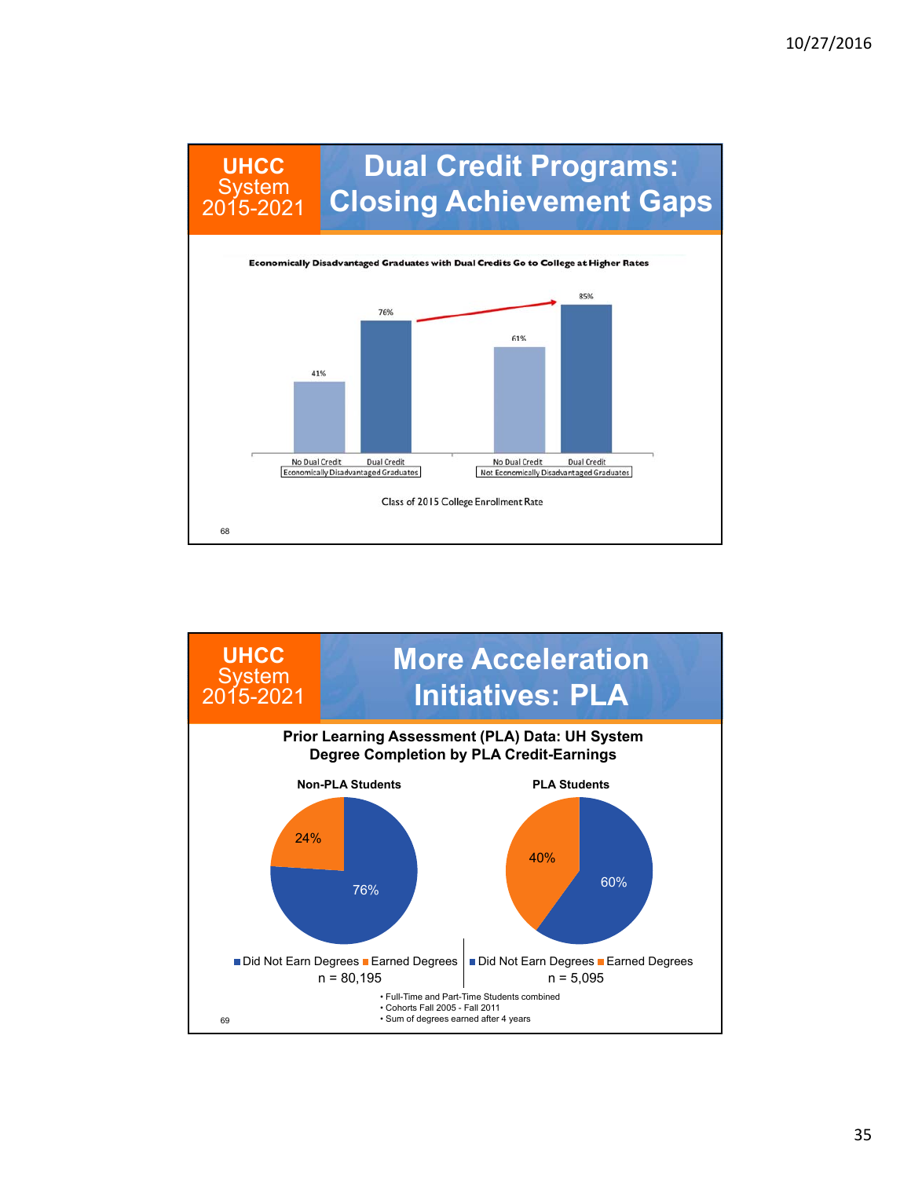## UHCC System 2015-2021

# Dual Credit Programs: Closing Achievement Gaps

**Economically Disadvantaged Graduates with Dual Credits Go to College at Higher Rates**

| | No Dual Credit | Dual Credit |
|---|---|---|
| Economically Disadvantaged Graduates | 41% | 76% |
| Not Economically Disadvantaged Graduates | 61% | 85% |

Class of 2015 College Enrollment Rate

## UHCC System 2015-2021

# More Acceleration Initiatives: PLA

**Prior Learning Assessment (PLA) Data: UH System Degree Completion by PLA Credit-Earnings**

| | Non-PLA Students | PLA Students |
|---|---|---|
| Did Not Earn Degrees | 76% | 60% |
| Earned Degrees | 24% | 40% |
| n | 80,195 | 5,095 |

- Full-Time and Part-Time Students combined
- Cohorts Fall 2005 - Fall 2011
- Sum of degrees earned after 4 years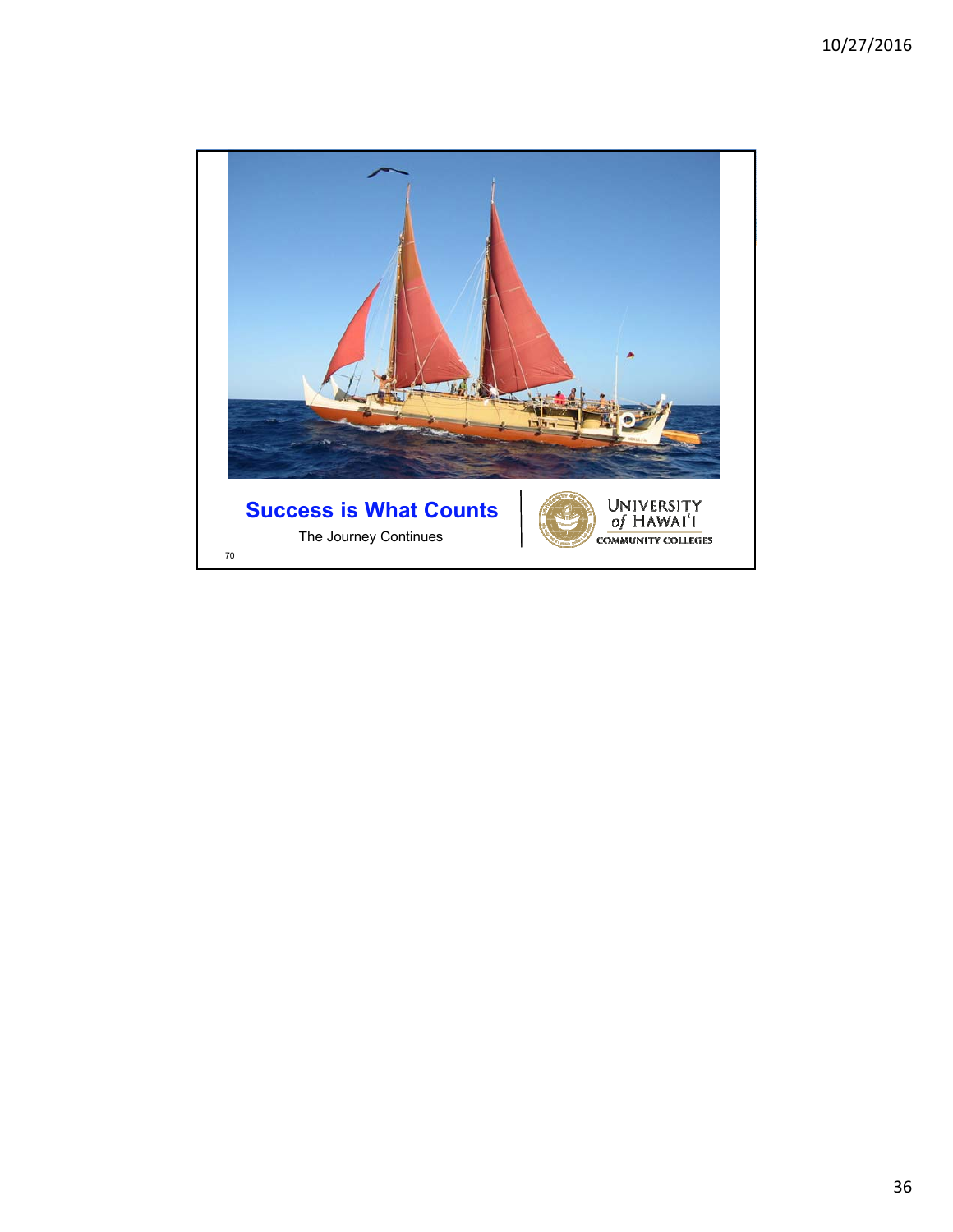## Success is What Counts

The Journey Continues

UNIVERSITY of HAWAI'I COMMUNITY COLLEGES